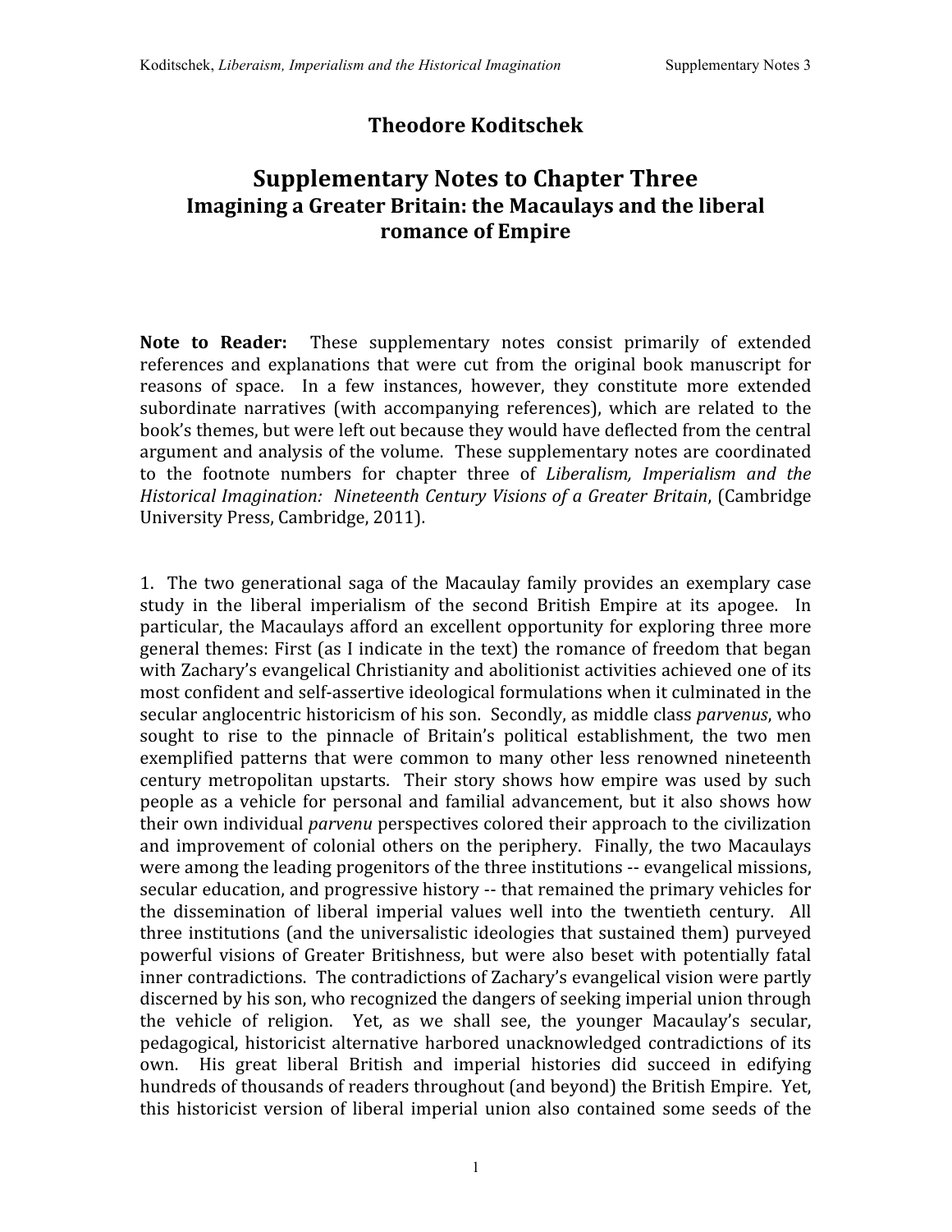# Theodore Koditschek

## Supplementary Notes to Chapter Three
### Imagining a Greater Britain: the Macaulays and the liberal romance of Empire

**Note to Reader:** These supplementary notes consist primarily of extended references and explanations that were cut from the original book manuscript for reasons of space. In a few instances, however, they constitute more extended subordinate narratives (with accompanying references), which are related to the book's themes, but were left out because they would have deflected from the central argument and analysis of the volume. These supplementary notes are coordinated to the footnote numbers for chapter three of *Liberalism, Imperialism and the Historical Imagination: Nineteenth Century Visions of a Greater Britain*, (Cambridge University Press, Cambridge, 2011).

1. The two generational saga of the Macaulay family provides an exemplary case study in the liberal imperialism of the second British Empire at its apogee. In particular, the Macaulays afford an excellent opportunity for exploring three more general themes: First (as I indicate in the text) the romance of freedom that began with Zachary's evangelical Christianity and abolitionist activities achieved one of its most confident and self-assertive ideological formulations when it culminated in the secular anglocentric historicism of his son. Secondly, as middle class *parvenus*, who sought to rise to the pinnacle of Britain's political establishment, the two men exemplified patterns that were common to many other less renowned nineteenth century metropolitan upstarts. Their story shows how empire was used by such people as a vehicle for personal and familial advancement, but it also shows how their own individual *parvenu* perspectives colored their approach to the civilization and improvement of colonial others on the periphery. Finally, the two Macaulays were among the leading progenitors of the three institutions -- evangelical missions, secular education, and progressive history -- that remained the primary vehicles for the dissemination of liberal imperial values well into the twentieth century. All three institutions (and the universalistic ideologies that sustained them) purveyed powerful visions of Greater Britishness, but were also beset with potentially fatal inner contradictions. The contradictions of Zachary's evangelical vision were partly discerned by his son, who recognized the dangers of seeking imperial union through the vehicle of religion. Yet, as we shall see, the younger Macaulay's secular, pedagogical, historicist alternative harbored unacknowledged contradictions of its own. His great liberal British and imperial histories did succeed in edifying hundreds of thousands of readers throughout (and beyond) the British Empire. Yet, this historicist version of liberal imperial union also contained some seeds of the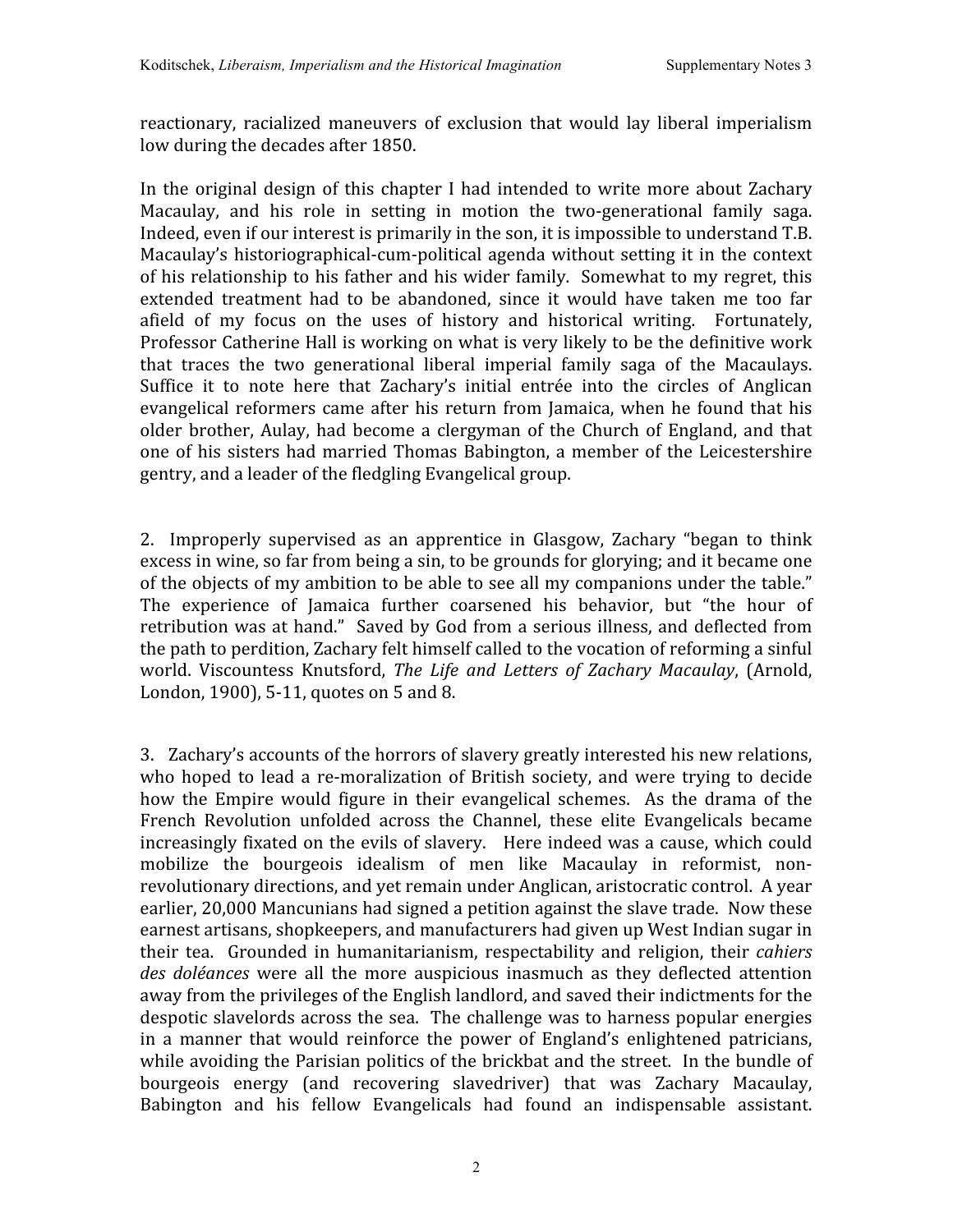reactionary, racialized maneuvers of exclusion that would lay liberal imperialism low during the decades after 1850.

In the original design of this chapter I had intended to write more about Zachary Macaulay, and his role in setting in motion the two-generational family saga. Indeed, even if our interest is primarily in the son, it is impossible to understand T.B. Macaulay's historiographical-cum-political agenda without setting it in the context of his relationship to his father and his wider family. Somewhat to my regret, this extended treatment had to be abandoned, since it would have taken me too far afield of my focus on the uses of history and historical writing. Fortunately, Professor Catherine Hall is working on what is very likely to be the definitive work that traces the two generational liberal imperial family saga of the Macaulays. Suffice it to note here that Zachary's initial entrée into the circles of Anglican evangelical reformers came after his return from Jamaica, when he found that his older brother, Aulay, had become a clergyman of the Church of England, and that one of his sisters had married Thomas Babington, a member of the Leicestershire gentry, and a leader of the fledgling Evangelical group.

2. Improperly supervised as an apprentice in Glasgow, Zachary "began to think excess in wine, so far from being a sin, to be grounds for glorying; and it became one of the objects of my ambition to be able to see all my companions under the table." The experience of Jamaica further coarsened his behavior, but "the hour of retribution was at hand." Saved by God from a serious illness, and deflected from the path to perdition, Zachary felt himself called to the vocation of reforming a sinful world. Viscountess Knutsford, *The Life and Letters of Zachary Macaulay*, (Arnold, London, 1900), 5-11, quotes on 5 and 8.

3. Zachary's accounts of the horrors of slavery greatly interested his new relations, who hoped to lead a re-moralization of British society, and were trying to decide how the Empire would figure in their evangelical schemes. As the drama of the French Revolution unfolded across the Channel, these elite Evangelicals became increasingly fixated on the evils of slavery. Here indeed was a cause, which could mobilize the bourgeois idealism of men like Macaulay in reformist, non-revolutionary directions, and yet remain under Anglican, aristocratic control. A year earlier, 20,000 Mancunians had signed a petition against the slave trade. Now these earnest artisans, shopkeepers, and manufacturers had given up West Indian sugar in their tea. Grounded in humanitarianism, respectability and religion, their *cahiers des doléances* were all the more auspicious inasmuch as they deflected attention away from the privileges of the English landlord, and saved their indictments for the despotic slavelords across the sea. The challenge was to harness popular energies in a manner that would reinforce the power of England's enlightened patricians, while avoiding the Parisian politics of the brickbat and the street. In the bundle of bourgeois energy (and recovering slavedriver) that was Zachary Macaulay, Babington and his fellow Evangelicals had found an indispensable assistant.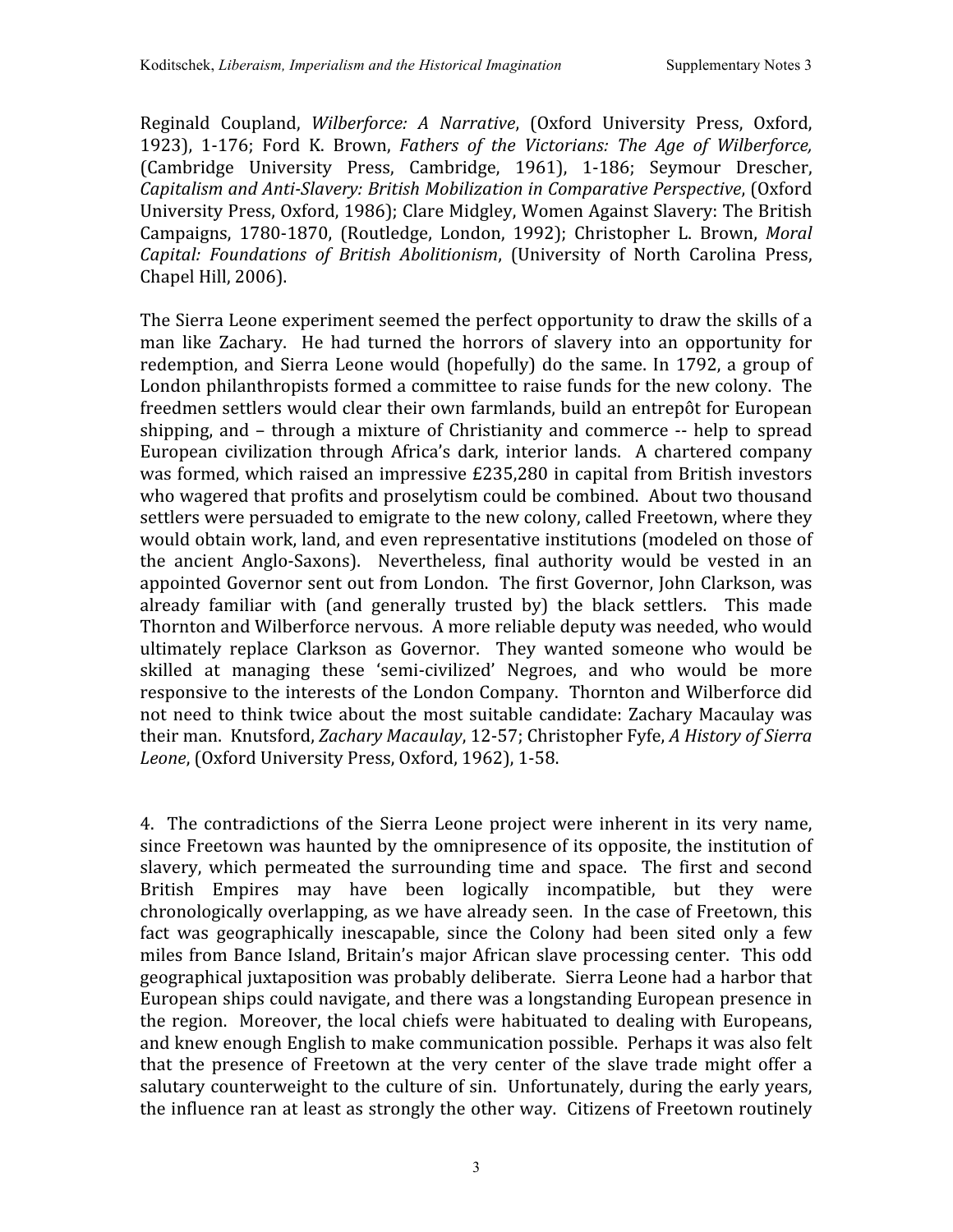Reginald Coupland, *Wilberforce: A Narrative*, (Oxford University Press, Oxford, 1923), 1-176; Ford K. Brown, *Fathers of the Victorians: The Age of Wilberforce,* (Cambridge University Press, Cambridge, 1961), 1-186; Seymour Drescher, *Capitalism and Anti-Slavery: British Mobilization in Comparative Perspective*, (Oxford University Press, Oxford, 1986); Clare Midgley, Women Against Slavery: The British Campaigns, 1780-1870, (Routledge, London, 1992); Christopher L. Brown, *Moral Capital: Foundations of British Abolitionism*, (University of North Carolina Press, Chapel Hill, 2006).

The Sierra Leone experiment seemed the perfect opportunity to draw the skills of a man like Zachary. He had turned the horrors of slavery into an opportunity for redemption, and Sierra Leone would (hopefully) do the same. In 1792, a group of London philanthropists formed a committee to raise funds for the new colony. The freedmen settlers would clear their own farmlands, build an entrepôt for European shipping, and – through a mixture of Christianity and commerce -- help to spread European civilization through Africa's dark, interior lands. A chartered company was formed, which raised an impressive £235,280 in capital from British investors who wagered that profits and proselytism could be combined. About two thousand settlers were persuaded to emigrate to the new colony, called Freetown, where they would obtain work, land, and even representative institutions (modeled on those of the ancient Anglo-Saxons). Nevertheless, final authority would be vested in an appointed Governor sent out from London. The first Governor, John Clarkson, was already familiar with (and generally trusted by) the black settlers. This made Thornton and Wilberforce nervous. A more reliable deputy was needed, who would ultimately replace Clarkson as Governor. They wanted someone who would be skilled at managing these 'semi-civilized' Negroes, and who would be more responsive to the interests of the London Company. Thornton and Wilberforce did not need to think twice about the most suitable candidate: Zachary Macaulay was their man. Knutsford, *Zachary Macaulay*, 12-57; Christopher Fyfe, *A History of Sierra Leone*, (Oxford University Press, Oxford, 1962), 1-58.

4. The contradictions of the Sierra Leone project were inherent in its very name, since Freetown was haunted by the omnipresence of its opposite, the institution of slavery, which permeated the surrounding time and space. The first and second British Empires may have been logically incompatible, but they were chronologically overlapping, as we have already seen. In the case of Freetown, this fact was geographically inescapable, since the Colony had been sited only a few miles from Bance Island, Britain's major African slave processing center. This odd geographical juxtaposition was probably deliberate. Sierra Leone had a harbor that European ships could navigate, and there was a longstanding European presence in the region. Moreover, the local chiefs were habituated to dealing with Europeans, and knew enough English to make communication possible. Perhaps it was also felt that the presence of Freetown at the very center of the slave trade might offer a salutary counterweight to the culture of sin. Unfortunately, during the early years, the influence ran at least as strongly the other way. Citizens of Freetown routinely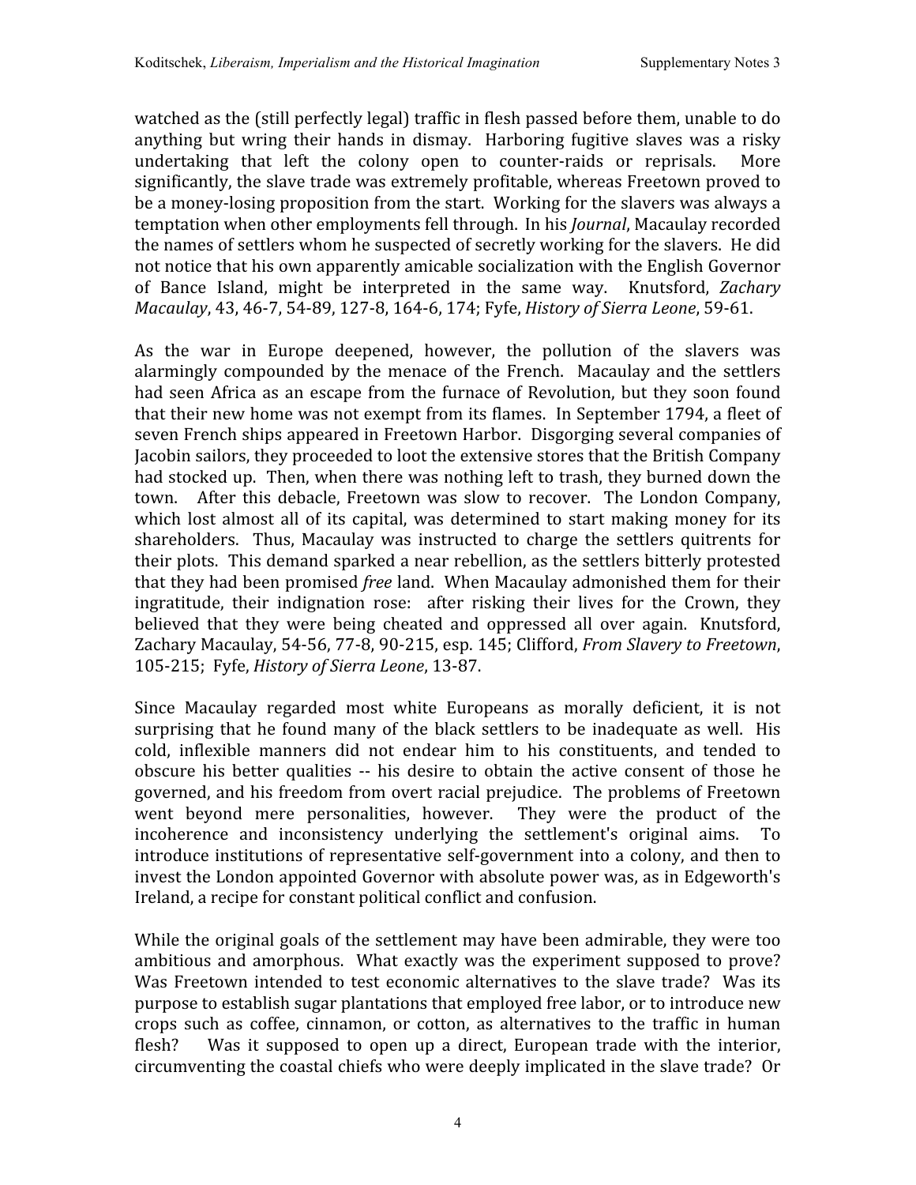watched as the (still perfectly legal) traffic in flesh passed before them, unable to do anything but wring their hands in dismay. Harboring fugitive slaves was a risky undertaking that left the colony open to counter-raids or reprisals. More significantly, the slave trade was extremely profitable, whereas Freetown proved to be a money-losing proposition from the start. Working for the slavers was always a temptation when other employments fell through. In his *Journal*, Macaulay recorded the names of settlers whom he suspected of secretly working for the slavers. He did not notice that his own apparently amicable socialization with the English Governor of Bance Island, might be interpreted in the same way. Knutsford, *Zachary Macaulay*, 43, 46-7, 54-89, 127-8, 164-6, 174; Fyfe, *History of Sierra Leone*, 59-61.

As the war in Europe deepened, however, the pollution of the slavers was alarmingly compounded by the menace of the French. Macaulay and the settlers had seen Africa as an escape from the furnace of Revolution, but they soon found that their new home was not exempt from its flames. In September 1794, a fleet of seven French ships appeared in Freetown Harbor. Disgorging several companies of Jacobin sailors, they proceeded to loot the extensive stores that the British Company had stocked up. Then, when there was nothing left to trash, they burned down the town. After this debacle, Freetown was slow to recover. The London Company, which lost almost all of its capital, was determined to start making money for its shareholders. Thus, Macaulay was instructed to charge the settlers quitrents for their plots. This demand sparked a near rebellion, as the settlers bitterly protested that they had been promised *free* land. When Macaulay admonished them for their ingratitude, their indignation rose: after risking their lives for the Crown, they believed that they were being cheated and oppressed all over again. Knutsford, Zachary Macaulay, 54-56, 77-8, 90-215, esp. 145; Clifford, *From Slavery to Freetown*, 105-215; Fyfe, *History of Sierra Leone*, 13-87.

Since Macaulay regarded most white Europeans as morally deficient, it is not surprising that he found many of the black settlers to be inadequate as well. His cold, inflexible manners did not endear him to his constituents, and tended to obscure his better qualities -- his desire to obtain the active consent of those he governed, and his freedom from overt racial prejudice. The problems of Freetown went beyond mere personalities, however. They were the product of the incoherence and inconsistency underlying the settlement's original aims. To introduce institutions of representative self-government into a colony, and then to invest the London appointed Governor with absolute power was, as in Edgeworth's Ireland, a recipe for constant political conflict and confusion.

While the original goals of the settlement may have been admirable, they were too ambitious and amorphous. What exactly was the experiment supposed to prove? Was Freetown intended to test economic alternatives to the slave trade? Was its purpose to establish sugar plantations that employed free labor, or to introduce new crops such as coffee, cinnamon, or cotton, as alternatives to the traffic in human flesh? Was it supposed to open up a direct, European trade with the interior, circumventing the coastal chiefs who were deeply implicated in the slave trade? Or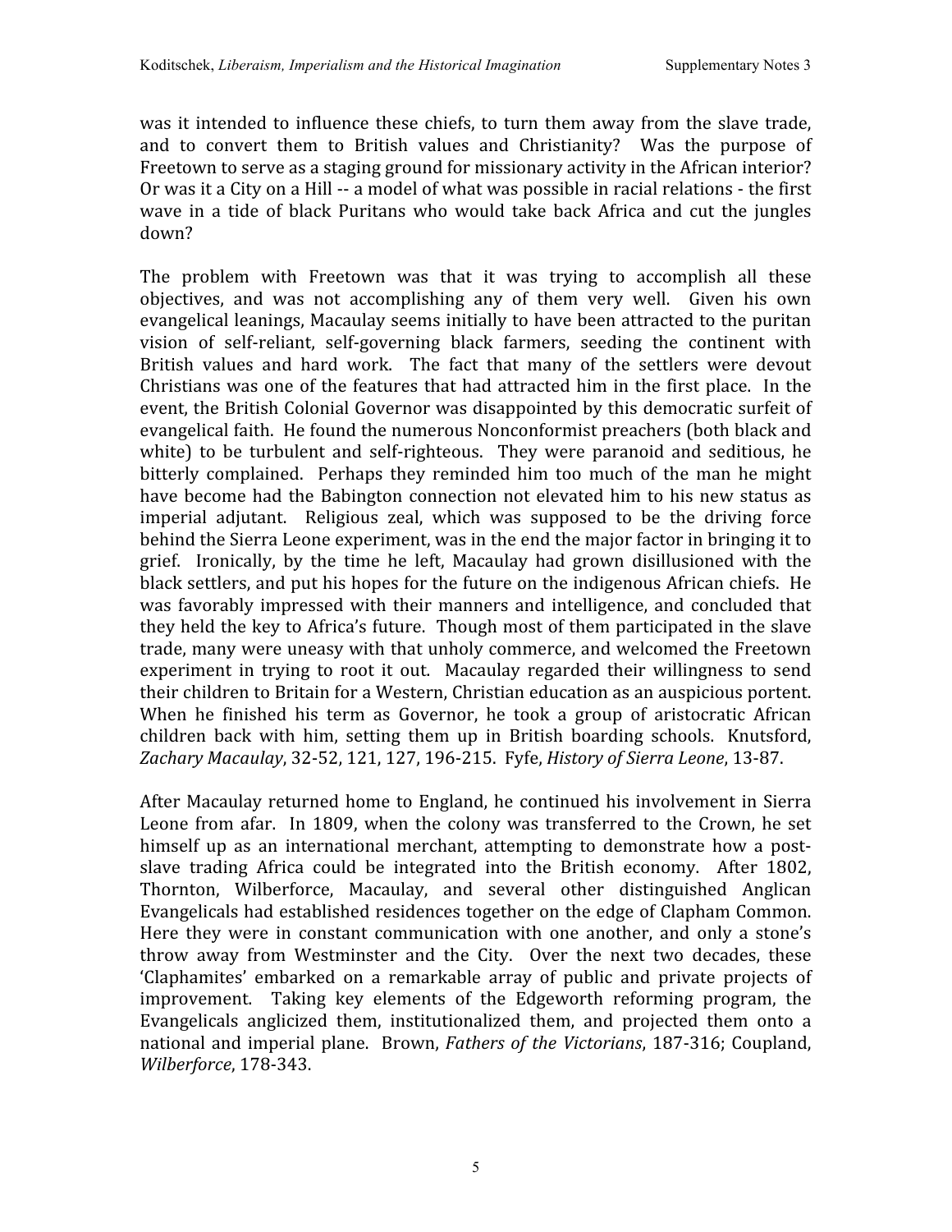was it intended to influence these chiefs, to turn them away from the slave trade, and to convert them to British values and Christianity? Was the purpose of Freetown to serve as a staging ground for missionary activity in the African interior? Or was it a City on a Hill -- a model of what was possible in racial relations - the first wave in a tide of black Puritans who would take back Africa and cut the jungles down?

The problem with Freetown was that it was trying to accomplish all these objectives, and was not accomplishing any of them very well. Given his own evangelical leanings, Macaulay seems initially to have been attracted to the puritan vision of self-reliant, self-governing black farmers, seeding the continent with British values and hard work. The fact that many of the settlers were devout Christians was one of the features that had attracted him in the first place. In the event, the British Colonial Governor was disappointed by this democratic surfeit of evangelical faith. He found the numerous Nonconformist preachers (both black and white) to be turbulent and self-righteous. They were paranoid and seditious, he bitterly complained. Perhaps they reminded him too much of the man he might have become had the Babington connection not elevated him to his new status as imperial adjutant. Religious zeal, which was supposed to be the driving force behind the Sierra Leone experiment, was in the end the major factor in bringing it to grief. Ironically, by the time he left, Macaulay had grown disillusioned with the black settlers, and put his hopes for the future on the indigenous African chiefs. He was favorably impressed with their manners and intelligence, and concluded that they held the key to Africa's future. Though most of them participated in the slave trade, many were uneasy with that unholy commerce, and welcomed the Freetown experiment in trying to root it out. Macaulay regarded their willingness to send their children to Britain for a Western, Christian education as an auspicious portent. When he finished his term as Governor, he took a group of aristocratic African children back with him, setting them up in British boarding schools. Knutsford, *Zachary Macaulay*, 32-52, 121, 127, 196-215. Fyfe, *History of Sierra Leone*, 13-87.

After Macaulay returned home to England, he continued his involvement in Sierra Leone from afar. In 1809, when the colony was transferred to the Crown, he set himself up as an international merchant, attempting to demonstrate how a post-slave trading Africa could be integrated into the British economy. After 1802, Thornton, Wilberforce, Macaulay, and several other distinguished Anglican Evangelicals had established residences together on the edge of Clapham Common. Here they were in constant communication with one another, and only a stone's throw away from Westminster and the City. Over the next two decades, these 'Claphamites' embarked on a remarkable array of public and private projects of improvement. Taking key elements of the Edgeworth reforming program, the Evangelicals anglicized them, institutionalized them, and projected them onto a national and imperial plane. Brown, *Fathers of the Victorians*, 187-316; Coupland, *Wilberforce*, 178-343.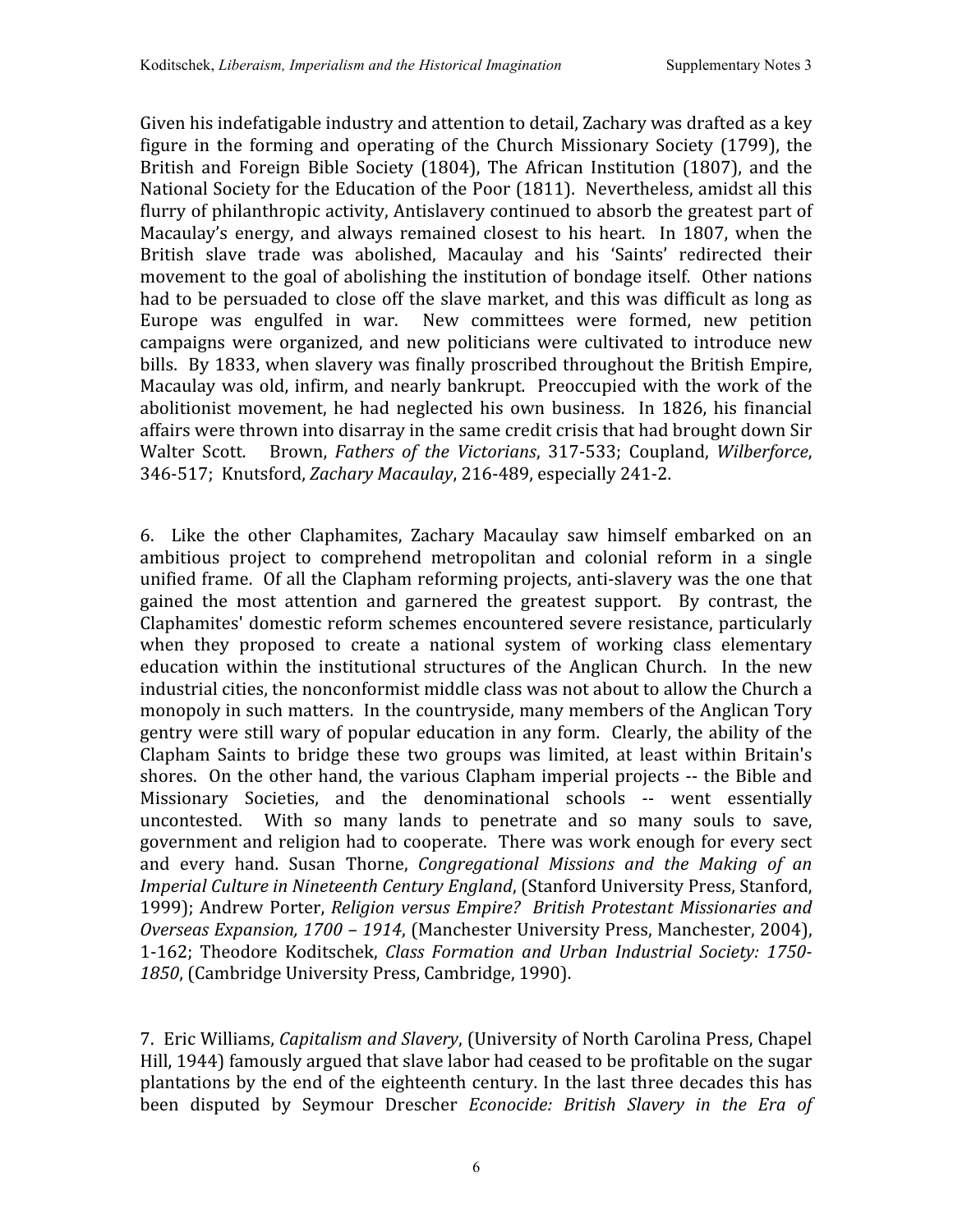Given his indefatigable industry and attention to detail, Zachary was drafted as a key figure in the forming and operating of the Church Missionary Society (1799), the British and Foreign Bible Society (1804), The African Institution (1807), and the National Society for the Education of the Poor (1811). Nevertheless, amidst all this flurry of philanthropic activity, Antislavery continued to absorb the greatest part of Macaulay's energy, and always remained closest to his heart. In 1807, when the British slave trade was abolished, Macaulay and his 'Saints' redirected their movement to the goal of abolishing the institution of bondage itself. Other nations had to be persuaded to close off the slave market, and this was difficult as long as Europe was engulfed in war. New committees were formed, new petition campaigns were organized, and new politicians were cultivated to introduce new bills. By 1833, when slavery was finally proscribed throughout the British Empire, Macaulay was old, infirm, and nearly bankrupt. Preoccupied with the work of the abolitionist movement, he had neglected his own business. In 1826, his financial affairs were thrown into disarray in the same credit crisis that had brought down Sir Walter Scott. Brown, *Fathers of the Victorians*, 317-533; Coupland, *Wilberforce*, 346-517; Knutsford, *Zachary Macaulay*, 216-489, especially 241-2.

6. Like the other Claphamites, Zachary Macaulay saw himself embarked on an ambitious project to comprehend metropolitan and colonial reform in a single unified frame. Of all the Clapham reforming projects, anti-slavery was the one that gained the most attention and garnered the greatest support. By contrast, the Claphamites' domestic reform schemes encountered severe resistance, particularly when they proposed to create a national system of working class elementary education within the institutional structures of the Anglican Church. In the new industrial cities, the nonconformist middle class was not about to allow the Church a monopoly in such matters. In the countryside, many members of the Anglican Tory gentry were still wary of popular education in any form. Clearly, the ability of the Clapham Saints to bridge these two groups was limited, at least within Britain's shores. On the other hand, the various Clapham imperial projects -- the Bible and Missionary Societies, and the denominational schools -- went essentially uncontested. With so many lands to penetrate and so many souls to save, government and religion had to cooperate. There was work enough for every sect and every hand. Susan Thorne, *Congregational Missions and the Making of an Imperial Culture in Nineteenth Century England*, (Stanford University Press, Stanford, 1999); Andrew Porter, *Religion versus Empire? British Protestant Missionaries and Overseas Expansion, 1700 – 1914*, (Manchester University Press, Manchester, 2004), 1-162; Theodore Koditschek, *Class Formation and Urban Industrial Society: 1750-1850*, (Cambridge University Press, Cambridge, 1990).

7. Eric Williams, *Capitalism and Slavery*, (University of North Carolina Press, Chapel Hill, 1944) famously argued that slave labor had ceased to be profitable on the sugar plantations by the end of the eighteenth century. In the last three decades this has been disputed by Seymour Drescher *Econocide: British Slavery in the Era of*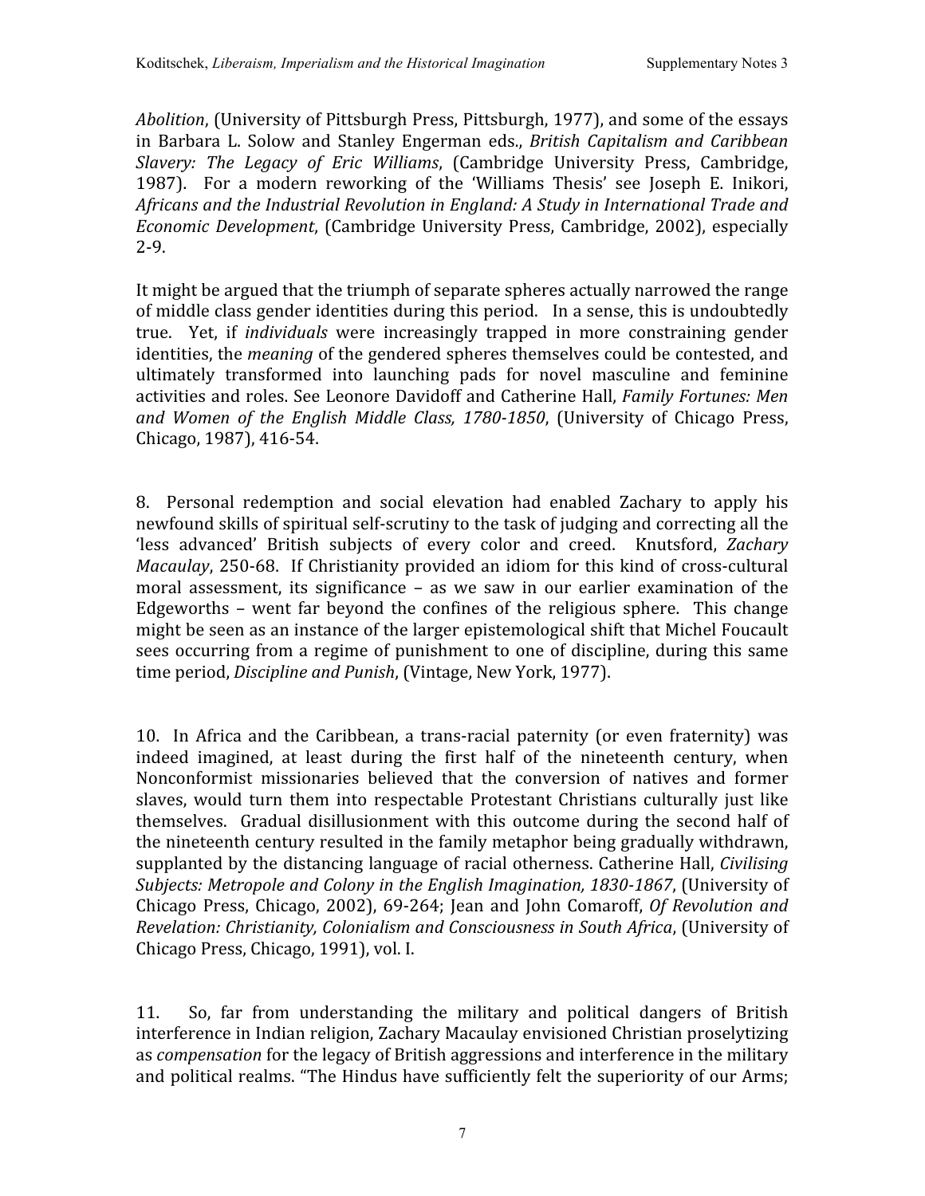*Abolition*, (University of Pittsburgh Press, Pittsburgh, 1977), and some of the essays in Barbara L. Solow and Stanley Engerman eds., *British Capitalism and Caribbean Slavery: The Legacy of Eric Williams*, (Cambridge University Press, Cambridge, 1987). For a modern reworking of the 'Williams Thesis' see Joseph E. Inikori, *Africans and the Industrial Revolution in England: A Study in International Trade and Economic Development*, (Cambridge University Press, Cambridge, 2002), especially 2-9.

It might be argued that the triumph of separate spheres actually narrowed the range of middle class gender identities during this period. In a sense, this is undoubtedly true. Yet, if *individuals* were increasingly trapped in more constraining gender identities, the *meaning* of the gendered spheres themselves could be contested, and ultimately transformed into launching pads for novel masculine and feminine activities and roles. See Leonore Davidoff and Catherine Hall, *Family Fortunes: Men and Women of the English Middle Class, 1780-1850*, (University of Chicago Press, Chicago, 1987), 416-54.

8. Personal redemption and social elevation had enabled Zachary to apply his newfound skills of spiritual self-scrutiny to the task of judging and correcting all the 'less advanced' British subjects of every color and creed. Knutsford, *Zachary Macaulay*, 250-68. If Christianity provided an idiom for this kind of cross-cultural moral assessment, its significance – as we saw in our earlier examination of the Edgeworths – went far beyond the confines of the religious sphere. This change might be seen as an instance of the larger epistemological shift that Michel Foucault sees occurring from a regime of punishment to one of discipline, during this same time period, *Discipline and Punish*, (Vintage, New York, 1977).

10. In Africa and the Caribbean, a trans-racial paternity (or even fraternity) was indeed imagined, at least during the first half of the nineteenth century, when Nonconformist missionaries believed that the conversion of natives and former slaves, would turn them into respectable Protestant Christians culturally just like themselves. Gradual disillusionment with this outcome during the second half of the nineteenth century resulted in the family metaphor being gradually withdrawn, supplanted by the distancing language of racial otherness. Catherine Hall, *Civilising Subjects: Metropole and Colony in the English Imagination, 1830-1867*, (University of Chicago Press, Chicago, 2002), 69-264; Jean and John Comaroff, *Of Revolution and Revelation: Christianity, Colonialism and Consciousness in South Africa*, (University of Chicago Press, Chicago, 1991), vol. I.

11. So, far from understanding the military and political dangers of British interference in Indian religion, Zachary Macaulay envisioned Christian proselytizing as *compensation* for the legacy of British aggressions and interference in the military and political realms. "The Hindus have sufficiently felt the superiority of our Arms;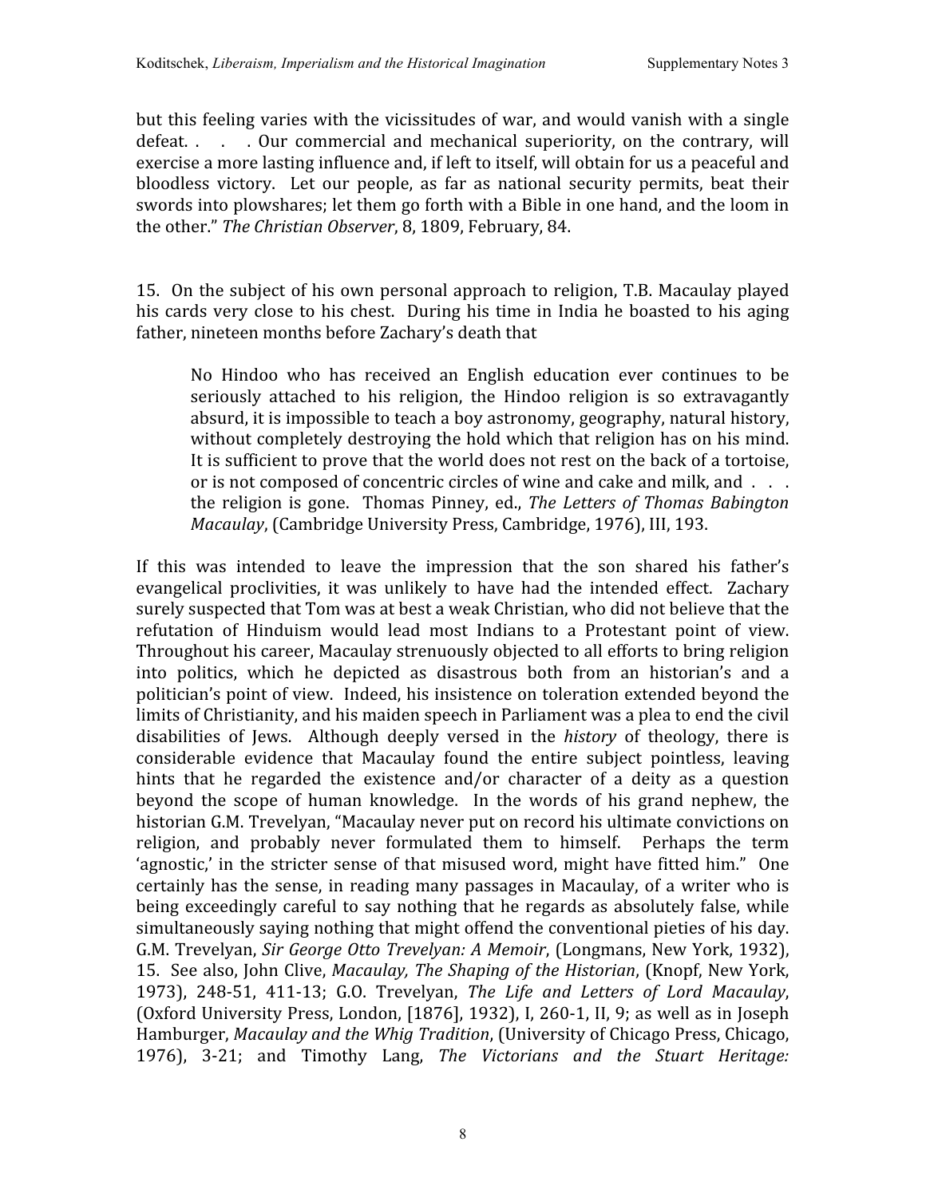but this feeling varies with the vicissitudes of war, and would vanish with a single defeat. . . . Our commercial and mechanical superiority, on the contrary, will exercise a more lasting influence and, if left to itself, will obtain for us a peaceful and bloodless victory. Let our people, as far as national security permits, beat their swords into plowshares; let them go forth with a Bible in one hand, and the loom in the other." *The Christian Observer*, 8, 1809, February, 84.

15. On the subject of his own personal approach to religion, T.B. Macaulay played his cards very close to his chest. During his time in India he boasted to his aging father, nineteen months before Zachary's death that

> No Hindoo who has received an English education ever continues to be seriously attached to his religion, the Hindoo religion is so extravagantly absurd, it is impossible to teach a boy astronomy, geography, natural history, without completely destroying the hold which that religion has on his mind. It is sufficient to prove that the world does not rest on the back of a tortoise, or is not composed of concentric circles of wine and cake and milk, and . . . the religion is gone. Thomas Pinney, ed., *The Letters of Thomas Babington Macaulay*, (Cambridge University Press, Cambridge, 1976), III, 193.

If this was intended to leave the impression that the son shared his father's evangelical proclivities, it was unlikely to have had the intended effect. Zachary surely suspected that Tom was at best a weak Christian, who did not believe that the refutation of Hinduism would lead most Indians to a Protestant point of view. Throughout his career, Macaulay strenuously objected to all efforts to bring religion into politics, which he depicted as disastrous both from an historian's and a politician's point of view. Indeed, his insistence on toleration extended beyond the limits of Christianity, and his maiden speech in Parliament was a plea to end the civil disabilities of Jews. Although deeply versed in the *history* of theology, there is considerable evidence that Macaulay found the entire subject pointless, leaving hints that he regarded the existence and/or character of a deity as a question beyond the scope of human knowledge. In the words of his grand nephew, the historian G.M. Trevelyan, "Macaulay never put on record his ultimate convictions on religion, and probably never formulated them to himself. Perhaps the term 'agnostic,' in the stricter sense of that misused word, might have fitted him." One certainly has the sense, in reading many passages in Macaulay, of a writer who is being exceedingly careful to say nothing that he regards as absolutely false, while simultaneously saying nothing that might offend the conventional pieties of his day. G.M. Trevelyan, *Sir George Otto Trevelyan: A Memoir*, (Longmans, New York, 1932), 15. See also, John Clive, *Macaulay, The Shaping of the Historian*, (Knopf, New York, 1973), 248-51, 411-13; G.O. Trevelyan, *The Life and Letters of Lord Macaulay*, (Oxford University Press, London, [1876], 1932), I, 260-1, II, 9; as well as in Joseph Hamburger, *Macaulay and the Whig Tradition*, (University of Chicago Press, Chicago, 1976), 3-21; and Timothy Lang, *The Victorians and the Stuart Heritage:*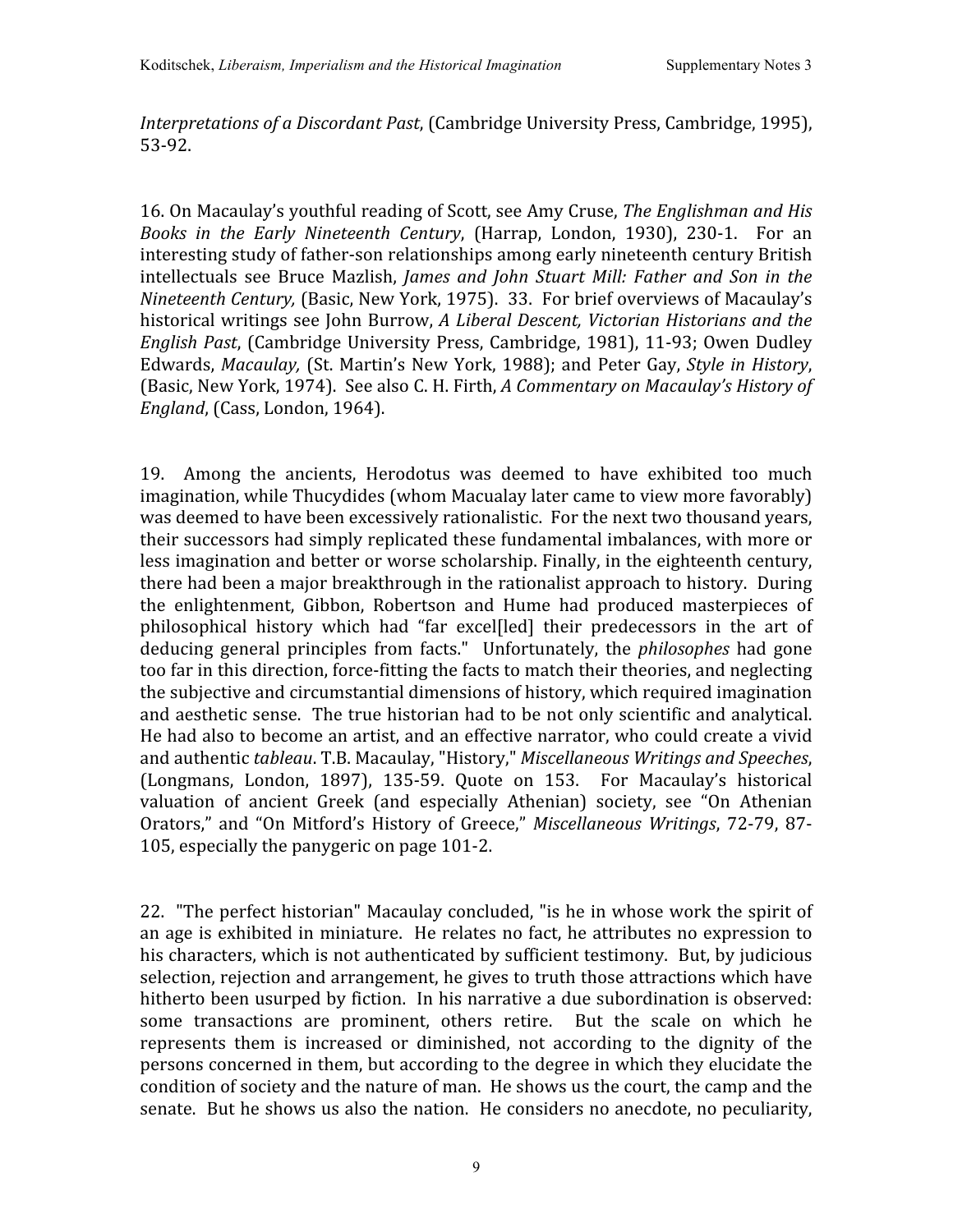*Interpretations of a Discordant Past*, (Cambridge University Press, Cambridge, 1995), 53-92.

16. On Macaulay's youthful reading of Scott, see Amy Cruse, *The Englishman and His Books in the Early Nineteenth Century*, (Harrap, London, 1930), 230-1. For an interesting study of father-son relationships among early nineteenth century British intellectuals see Bruce Mazlish, *James and John Stuart Mill: Father and Son in the Nineteenth Century,* (Basic, New York, 1975). 33. For brief overviews of Macaulay's historical writings see John Burrow, *A Liberal Descent, Victorian Historians and the English Past*, (Cambridge University Press, Cambridge, 1981), 11-93; Owen Dudley Edwards, *Macaulay,* (St. Martin's New York, 1988); and Peter Gay, *Style in History*, (Basic, New York, 1974). See also C. H. Firth, *A Commentary on Macaulay's History of England*, (Cass, London, 1964).

19. Among the ancients, Herodotus was deemed to have exhibited too much imagination, while Thucydides (whom Macaulay later came to view more favorably) was deemed to have been excessively rationalistic. For the next two thousand years, their successors had simply replicated these fundamental imbalances, with more or less imagination and better or worse scholarship. Finally, in the eighteenth century, there had been a major breakthrough in the rationalist approach to history. During the enlightenment, Gibbon, Robertson and Hume had produced masterpieces of philosophical history which had "far excel[led] their predecessors in the art of deducing general principles from facts." Unfortunately, the *philosophes* had gone too far in this direction, force-fitting the facts to match their theories, and neglecting the subjective and circumstantial dimensions of history, which required imagination and aesthetic sense. The true historian had to be not only scientific and analytical. He had also to become an artist, and an effective narrator, who could create a vivid and authentic *tableau*. T.B. Macaulay, "History," *Miscellaneous Writings and Speeches*, (Longmans, London, 1897), 135-59. Quote on 153. For Macaulay's historical valuation of ancient Greek (and especially Athenian) society, see "On Athenian Orators," and "On Mitford's History of Greece," *Miscellaneous Writings*, 72-79, 87-105, especially the panygeric on page 101-2.

22. "The perfect historian" Macaulay concluded, "is he in whose work the spirit of an age is exhibited in miniature. He relates no fact, he attributes no expression to his characters, which is not authenticated by sufficient testimony. But, by judicious selection, rejection and arrangement, he gives to truth those attractions which have hitherto been usurped by fiction. In his narrative a due subordination is observed: some transactions are prominent, others retire. But the scale on which he represents them is increased or diminished, not according to the dignity of the persons concerned in them, but according to the degree in which they elucidate the condition of society and the nature of man. He shows us the court, the camp and the senate. But he shows us also the nation. He considers no anecdote, no peculiarity,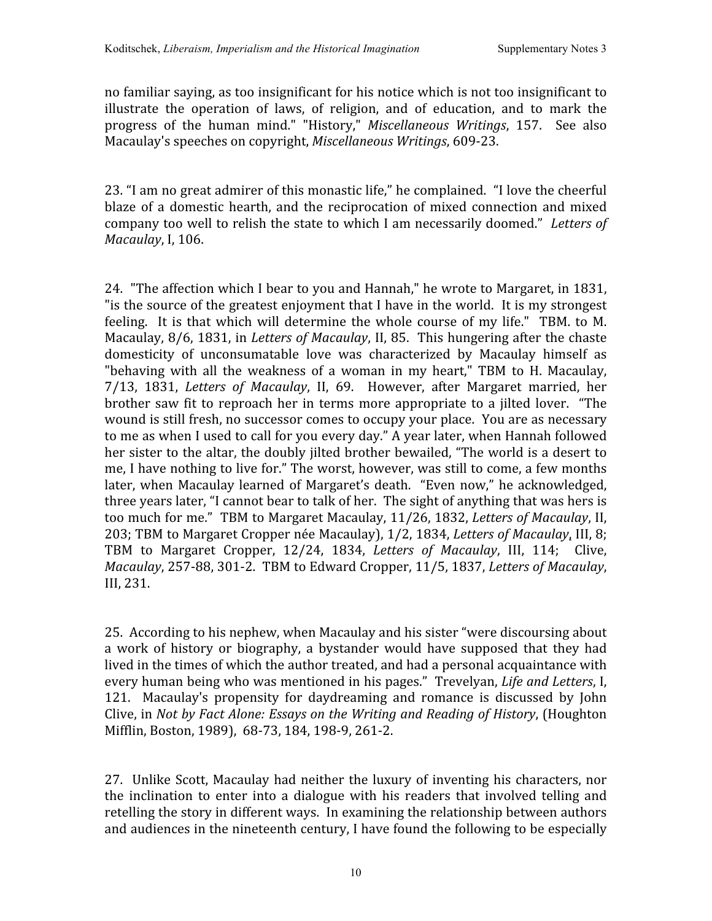no familiar saying, as too insignificant for his notice which is not too insignificant to illustrate the operation of laws, of religion, and of education, and to mark the progress of the human mind." "History," *Miscellaneous Writings*, 157. See also Macaulay's speeches on copyright, *Miscellaneous Writings*, 609-23.

23. "I am no great admirer of this monastic life," he complained. "I love the cheerful blaze of a domestic hearth, and the reciprocation of mixed connection and mixed company too well to relish the state to which I am necessarily doomed." *Letters of Macaulay*, I, 106.

24. "The affection which I bear to you and Hannah," he wrote to Margaret, in 1831, "is the source of the greatest enjoyment that I have in the world. It is my strongest feeling. It is that which will determine the whole course of my life." TBM. to M. Macaulay, 8/6, 1831, in *Letters of Macaulay*, II, 85. This hungering after the chaste domesticity of unconsumatable love was characterized by Macaulay himself as "behaving with all the weakness of a woman in my heart," TBM to H. Macaulay, 7/13, 1831, *Letters of Macaulay*, II, 69. However, after Margaret married, her brother saw fit to reproach her in terms more appropriate to a jilted lover. "The wound is still fresh, no successor comes to occupy your place. You are as necessary to me as when I used to call for you every day." A year later, when Hannah followed her sister to the altar, the doubly jilted brother bewailed, "The world is a desert to me, I have nothing to live for." The worst, however, was still to come, a few months later, when Macaulay learned of Margaret's death. "Even now," he acknowledged, three years later, "I cannot bear to talk of her. The sight of anything that was hers is too much for me." TBM to Margaret Macaulay, 11/26, 1832, *Letters of Macaulay*, II, 203; TBM to Margaret Cropper née Macaulay), 1/2, 1834, *Letters of Macaulay*, III, 8; TBM to Margaret Cropper, 12/24, 1834, *Letters of Macaulay*, III, 114; Clive, *Macaulay*, 257-88, 301-2. TBM to Edward Cropper, 11/5, 1837, *Letters of Macaulay*, III, 231.

25. According to his nephew, when Macaulay and his sister "were discoursing about a work of history or biography, a bystander would have supposed that they had lived in the times of which the author treated, and had a personal acquaintance with every human being who was mentioned in his pages." Trevelyan, *Life and Letters*, I, 121. Macaulay's propensity for daydreaming and romance is discussed by John Clive, in *Not by Fact Alone: Essays on the Writing and Reading of History*, (Houghton Mifflin, Boston, 1989), 68-73, 184, 198-9, 261-2.

27. Unlike Scott, Macaulay had neither the luxury of inventing his characters, nor the inclination to enter into a dialogue with his readers that involved telling and retelling the story in different ways. In examining the relationship between authors and audiences in the nineteenth century, I have found the following to be especially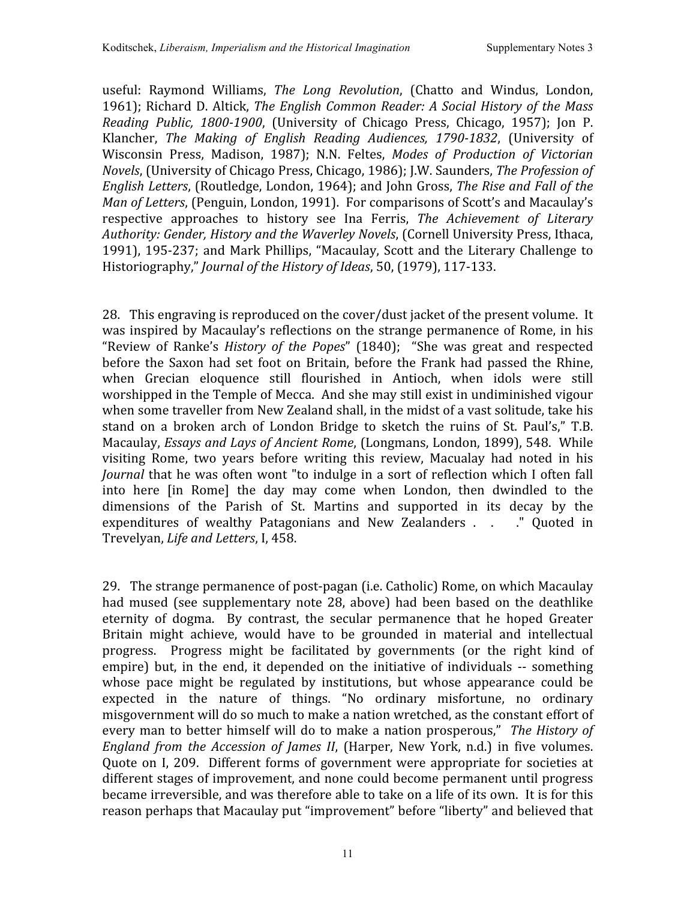useful: Raymond Williams, *The Long Revolution*, (Chatto and Windus, London, 1961); Richard D. Altick, *The English Common Reader: A Social History of the Mass Reading Public, 1800-1900*, (University of Chicago Press, Chicago, 1957); Jon P. Klancher, *The Making of English Reading Audiences, 1790-1832*, (University of Wisconsin Press, Madison, 1987); N.N. Feltes, *Modes of Production of Victorian Novels*, (University of Chicago Press, Chicago, 1986); J.W. Saunders, *The Profession of English Letters*, (Routledge, London, 1964); and John Gross, *The Rise and Fall of the Man of Letters*, (Penguin, London, 1991). For comparisons of Scott's and Macaulay's respective approaches to history see Ina Ferris, *The Achievement of Literary Authority: Gender, History and the Waverley Novels*, (Cornell University Press, Ithaca, 1991), 195-237; and Mark Phillips, "Macaulay, Scott and the Literary Challenge to Historiography," *Journal of the History of Ideas*, 50, (1979), 117-133.

28. This engraving is reproduced on the cover/dust jacket of the present volume. It was inspired by Macaulay's reflections on the strange permanence of Rome, in his "Review of Ranke's *History of the Popes*" (1840); "She was great and respected before the Saxon had set foot on Britain, before the Frank had passed the Rhine, when Grecian eloquence still flourished in Antioch, when idols were still worshipped in the Temple of Mecca. And she may still exist in undiminished vigour when some traveller from New Zealand shall, in the midst of a vast solitude, take his stand on a broken arch of London Bridge to sketch the ruins of St. Paul's," T.B. Macaulay, *Essays and Lays of Ancient Rome*, (Longmans, London, 1899), 548. While visiting Rome, two years before writing this review, Macaulay had noted in his *Journal* that he was often wont "to indulge in a sort of reflection which I often fall into here [in Rome] the day may come when London, then dwindled to the dimensions of the Parish of St. Martins and supported in its decay by the expenditures of wealthy Patagonians and New Zealanders . . ." Quoted in Trevelyan, *Life and Letters*, I, 458.

29. The strange permanence of post-pagan (i.e. Catholic) Rome, on which Macaulay had mused (see supplementary note 28, above) had been based on the deathlike eternity of dogma. By contrast, the secular permanence that he hoped Greater Britain might achieve, would have to be grounded in material and intellectual progress. Progress might be facilitated by governments (or the right kind of empire) but, in the end, it depended on the initiative of individuals -- something whose pace might be regulated by institutions, but whose appearance could be expected in the nature of things. "No ordinary misfortune, no ordinary misgovernment will do so much to make a nation wretched, as the constant effort of every man to better himself will do to make a nation prosperous," *The History of England from the Accession of James II*, (Harper, New York, n.d.) in five volumes. Quote on I, 209. Different forms of government were appropriate for societies at different stages of improvement, and none could become permanent until progress became irreversible, and was therefore able to take on a life of its own. It is for this reason perhaps that Macaulay put "improvement" before "liberty" and believed that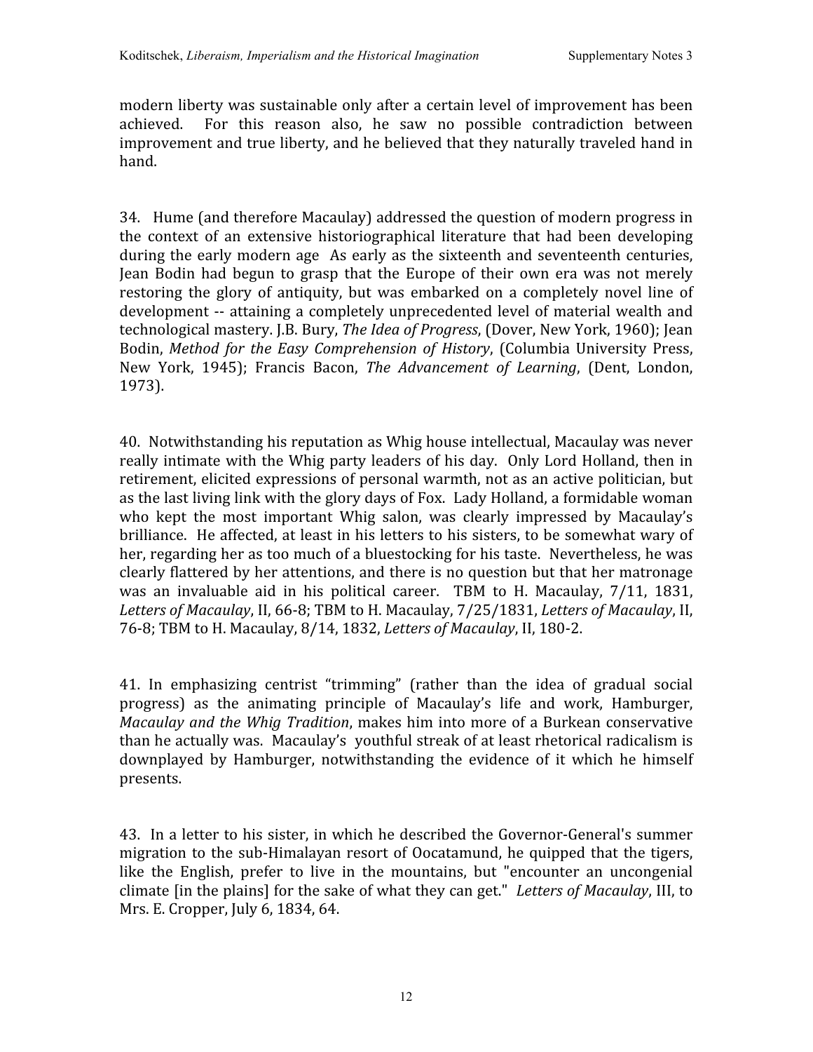modern liberty was sustainable only after a certain level of improvement has been achieved. For this reason also, he saw no possible contradiction between improvement and true liberty, and he believed that they naturally traveled hand in hand.

34. Hume (and therefore Macaulay) addressed the question of modern progress in the context of an extensive historiographical literature that had been developing during the early modern age As early as the sixteenth and seventeenth centuries, Jean Bodin had begun to grasp that the Europe of their own era was not merely restoring the glory of antiquity, but was embarked on a completely novel line of development -- attaining a completely unprecedented level of material wealth and technological mastery. J.B. Bury, *The Idea of Progress*, (Dover, New York, 1960); Jean Bodin, *Method for the Easy Comprehension of History*, (Columbia University Press, New York, 1945); Francis Bacon, *The Advancement of Learning*, (Dent, London, 1973).

40. Notwithstanding his reputation as Whig house intellectual, Macaulay was never really intimate with the Whig party leaders of his day. Only Lord Holland, then in retirement, elicited expressions of personal warmth, not as an active politician, but as the last living link with the glory days of Fox. Lady Holland, a formidable woman who kept the most important Whig salon, was clearly impressed by Macaulay's brilliance. He affected, at least in his letters to his sisters, to be somewhat wary of her, regarding her as too much of a bluestocking for his taste. Nevertheless, he was clearly flattered by her attentions, and there is no question but that her matronage was an invaluable aid in his political career. TBM to H. Macaulay, 7/11, 1831, *Letters of Macaulay*, II, 66-8; TBM to H. Macaulay, 7/25/1831, *Letters of Macaulay*, II, 76-8; TBM to H. Macaulay, 8/14, 1832, *Letters of Macaulay*, II, 180-2.

41. In emphasizing centrist "trimming" (rather than the idea of gradual social progress) as the animating principle of Macaulay's life and work, Hamburger, *Macaulay and the Whig Tradition*, makes him into more of a Burkean conservative than he actually was. Macaulay's youthful streak of at least rhetorical radicalism is downplayed by Hamburger, notwithstanding the evidence of it which he himself presents.

43. In a letter to his sister, in which he described the Governor-General's summer migration to the sub-Himalayan resort of Oocatamund, he quipped that the tigers, like the English, prefer to live in the mountains, but "encounter an uncongenial climate [in the plains] for the sake of what they can get." *Letters of Macaulay*, III, to Mrs. E. Cropper, July 6, 1834, 64.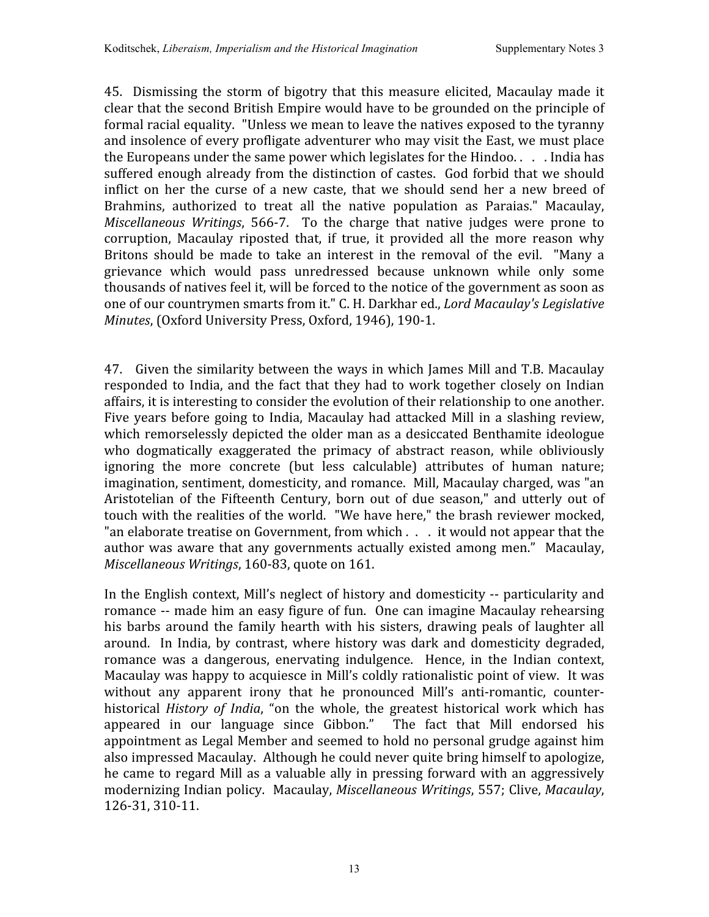45. Dismissing the storm of bigotry that this measure elicited, Macaulay made it clear that the second British Empire would have to be grounded on the principle of formal racial equality. "Unless we mean to leave the natives exposed to the tyranny and insolence of every profligate adventurer who may visit the East, we must place the Europeans under the same power which legislates for the Hindoo. . . . India has suffered enough already from the distinction of castes. God forbid that we should inflict on her the curse of a new caste, that we should send her a new breed of Brahmins, authorized to treat all the native population as Paraias." Macaulay, *Miscellaneous Writings*, 566-7. To the charge that native judges were prone to corruption, Macaulay riposted that, if true, it provided all the more reason why Britons should be made to take an interest in the removal of the evil. "Many a grievance which would pass unredressed because unknown while only some thousands of natives feel it, will be forced to the notice of the government as soon as one of our countrymen smarts from it." C. H. Darkhar ed., *Lord Macaulay's Legislative Minutes*, (Oxford University Press, Oxford, 1946), 190-1.

47. Given the similarity between the ways in which James Mill and T.B. Macaulay responded to India, and the fact that they had to work together closely on Indian affairs, it is interesting to consider the evolution of their relationship to one another. Five years before going to India, Macaulay had attacked Mill in a slashing review, which remorselessly depicted the older man as a desiccated Benthamite ideologue who dogmatically exaggerated the primacy of abstract reason, while obliviously ignoring the more concrete (but less calculable) attributes of human nature; imagination, sentiment, domesticity, and romance. Mill, Macaulay charged, was "an Aristotelian of the Fifteenth Century, born out of due season," and utterly out of touch with the realities of the world. "We have here," the brash reviewer mocked, "an elaborate treatise on Government, from which . . . it would not appear that the author was aware that any governments actually existed among men." Macaulay, *Miscellaneous Writings*, 160-83, quote on 161.

In the English context, Mill's neglect of history and domesticity -- particularity and romance -- made him an easy figure of fun. One can imagine Macaulay rehearsing his barbs around the family hearth with his sisters, drawing peals of laughter all around. In India, by contrast, where history was dark and domesticity degraded, romance was a dangerous, enervating indulgence. Hence, in the Indian context, Macaulay was happy to acquiesce in Mill's coldly rationalistic point of view. It was without any apparent irony that he pronounced Mill's anti-romantic, counter-historical *History of India*, "on the whole, the greatest historical work which has appeared in our language since Gibbon." The fact that Mill endorsed his appointment as Legal Member and seemed to hold no personal grudge against him also impressed Macaulay. Although he could never quite bring himself to apologize, he came to regard Mill as a valuable ally in pressing forward with an aggressively modernizing Indian policy. Macaulay, *Miscellaneous Writings*, 557; Clive, *Macaulay*, 126-31, 310-11.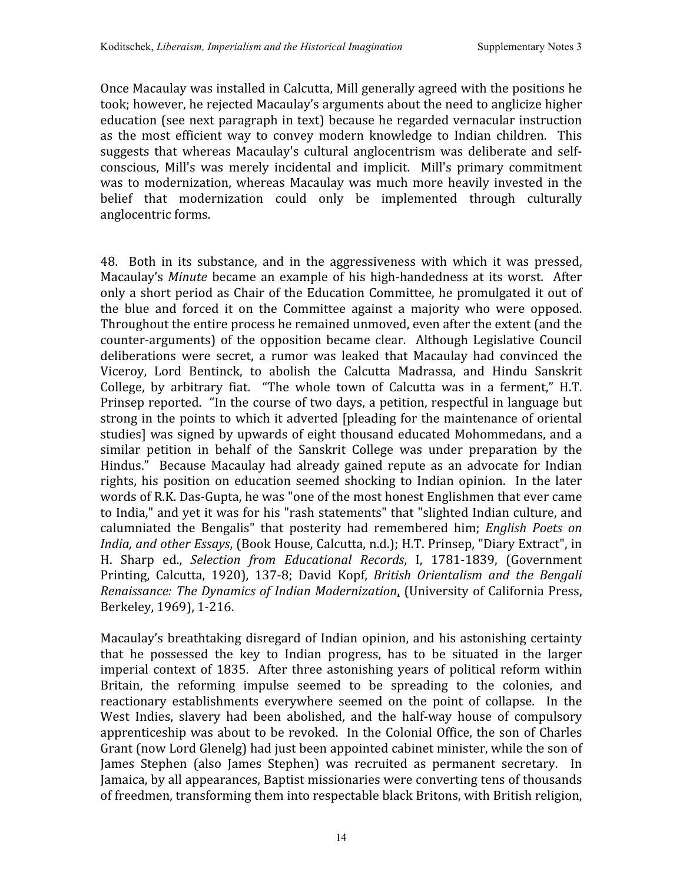Once Macaulay was installed in Calcutta, Mill generally agreed with the positions he took; however, he rejected Macaulay's arguments about the need to anglicize higher education (see next paragraph in text) because he regarded vernacular instruction as the most efficient way to convey modern knowledge to Indian children. This suggests that whereas Macaulay's cultural anglocentrism was deliberate and self-conscious, Mill's was merely incidental and implicit. Mill's primary commitment was to modernization, whereas Macaulay was much more heavily invested in the belief that modernization could only be implemented through culturally anglocentric forms.

48. Both in its substance, and in the aggressiveness with which it was pressed, Macaulay's *Minute* became an example of his high-handedness at its worst. After only a short period as Chair of the Education Committee, he promulgated it out of the blue and forced it on the Committee against a majority who were opposed. Throughout the entire process he remained unmoved, even after the extent (and the counter-arguments) of the opposition became clear. Although Legislative Council deliberations were secret, a rumor was leaked that Macaulay had convinced the Viceroy, Lord Bentinck, to abolish the Calcutta Madrassa, and Hindu Sanskrit College, by arbitrary fiat. "The whole town of Calcutta was in a ferment," H.T. Prinsep reported. "In the course of two days, a petition, respectful in language but strong in the points to which it adverted [pleading for the maintenance of oriental studies] was signed by upwards of eight thousand educated Mohommedans, and a similar petition in behalf of the Sanskrit College was under preparation by the Hindus." Because Macaulay had already gained repute as an advocate for Indian rights, his position on education seemed shocking to Indian opinion. In the later words of R.K. Das-Gupta, he was "one of the most honest Englishmen that ever came to India," and yet it was for his "rash statements" that "slighted Indian culture, and calumniated the Bengalis" that posterity had remembered him; *English Poets on India, and other Essays*, (Book House, Calcutta, n.d.); H.T. Prinsep, "Diary Extract", in H. Sharp ed., *Selection from Educational Records*, I, 1781-1839, (Government Printing, Calcutta, 1920), 137-8; David Kopf, *British Orientalism and the Bengali Renaissance: The Dynamics of Indian Modernization*, (University of California Press, Berkeley, 1969), 1-216.

Macaulay's breathtaking disregard of Indian opinion, and his astonishing certainty that he possessed the key to Indian progress, has to be situated in the larger imperial context of 1835. After three astonishing years of political reform within Britain, the reforming impulse seemed to be spreading to the colonies, and reactionary establishments everywhere seemed on the point of collapse. In the West Indies, slavery had been abolished, and the half-way house of compulsory apprenticeship was about to be revoked. In the Colonial Office, the son of Charles Grant (now Lord Glenelg) had just been appointed cabinet minister, while the son of James Stephen (also James Stephen) was recruited as permanent secretary. In Jamaica, by all appearances, Baptist missionaries were converting tens of thousands of freedmen, transforming them into respectable black Britons, with British religion,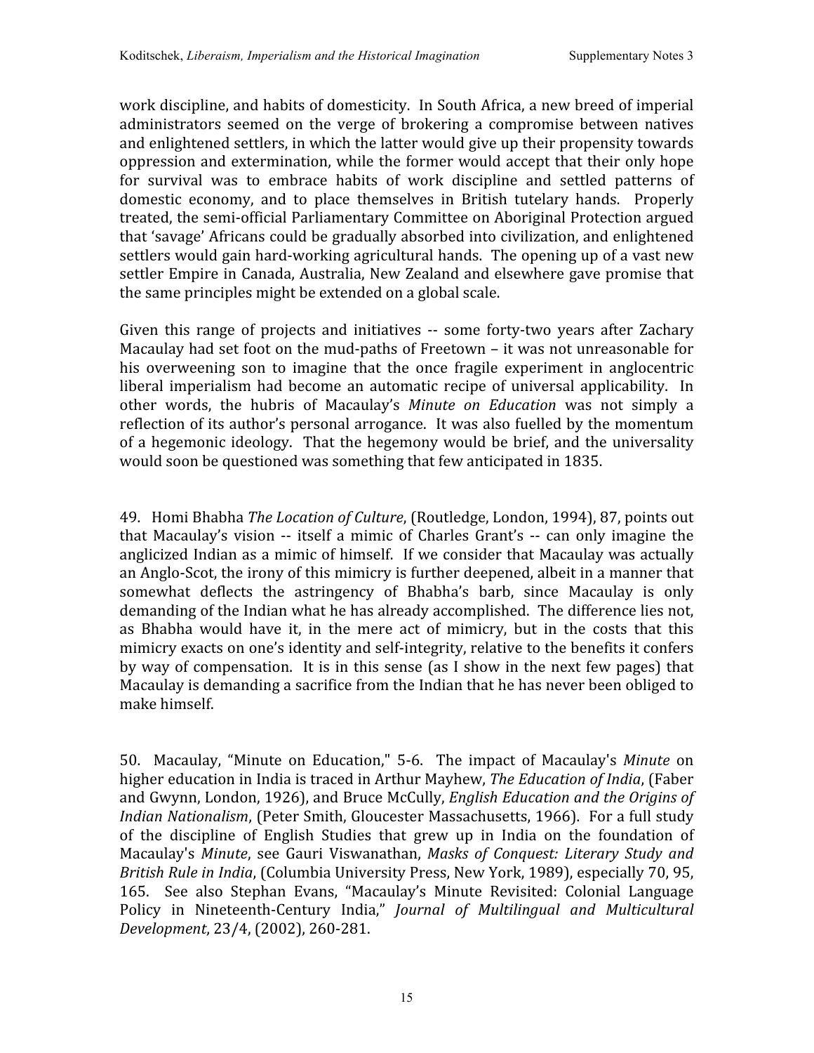work discipline, and habits of domesticity. In South Africa, a new breed of imperial administrators seemed on the verge of brokering a compromise between natives and enlightened settlers, in which the latter would give up their propensity towards oppression and extermination, while the former would accept that their only hope for survival was to embrace habits of work discipline and settled patterns of domestic economy, and to place themselves in British tutelary hands. Properly treated, the semi-official Parliamentary Committee on Aboriginal Protection argued that 'savage' Africans could be gradually absorbed into civilization, and enlightened settlers would gain hard-working agricultural hands. The opening up of a vast new settler Empire in Canada, Australia, New Zealand and elsewhere gave promise that the same principles might be extended on a global scale.

Given this range of projects and initiatives -- some forty-two years after Zachary Macaulay had set foot on the mud-paths of Freetown – it was not unreasonable for his overweening son to imagine that the once fragile experiment in anglocentric liberal imperialism had become an automatic recipe of universal applicability. In other words, the hubris of Macaulay's *Minute on Education* was not simply a reflection of its author's personal arrogance. It was also fuelled by the momentum of a hegemonic ideology. That the hegemony would be brief, and the universality would soon be questioned was something that few anticipated in 1835.

49. Homi Bhabha *The Location of Culture*, (Routledge, London, 1994), 87, points out that Macaulay's vision -- itself a mimic of Charles Grant's -- can only imagine the anglicized Indian as a mimic of himself. If we consider that Macaulay was actually an Anglo-Scot, the irony of this mimicry is further deepened, albeit in a manner that somewhat deflects the astringency of Bhabha's barb, since Macaulay is only demanding of the Indian what he has already accomplished. The difference lies not, as Bhabha would have it, in the mere act of mimicry, but in the costs that this mimicry exacts on one's identity and self-integrity, relative to the benefits it confers by way of compensation. It is in this sense (as I show in the next few pages) that Macaulay is demanding a sacrifice from the Indian that he has never been obliged to make himself.

50. Macaulay, "Minute on Education," 5-6. The impact of Macaulay's *Minute* on higher education in India is traced in Arthur Mayhew, *The Education of India*, (Faber and Gwynn, London, 1926), and Bruce McCully, *English Education and the Origins of Indian Nationalism*, (Peter Smith, Gloucester Massachusetts, 1966). For a full study of the discipline of English Studies that grew up in India on the foundation of Macaulay's *Minute*, see Gauri Viswanathan, *Masks of Conquest: Literary Study and British Rule in India*, (Columbia University Press, New York, 1989), especially 70, 95, 165. See also Stephan Evans, "Macaulay's Minute Revisited: Colonial Language Policy in Nineteenth-Century India," *Journal of Multilingual and Multicultural Development*, 23/4, (2002), 260-281.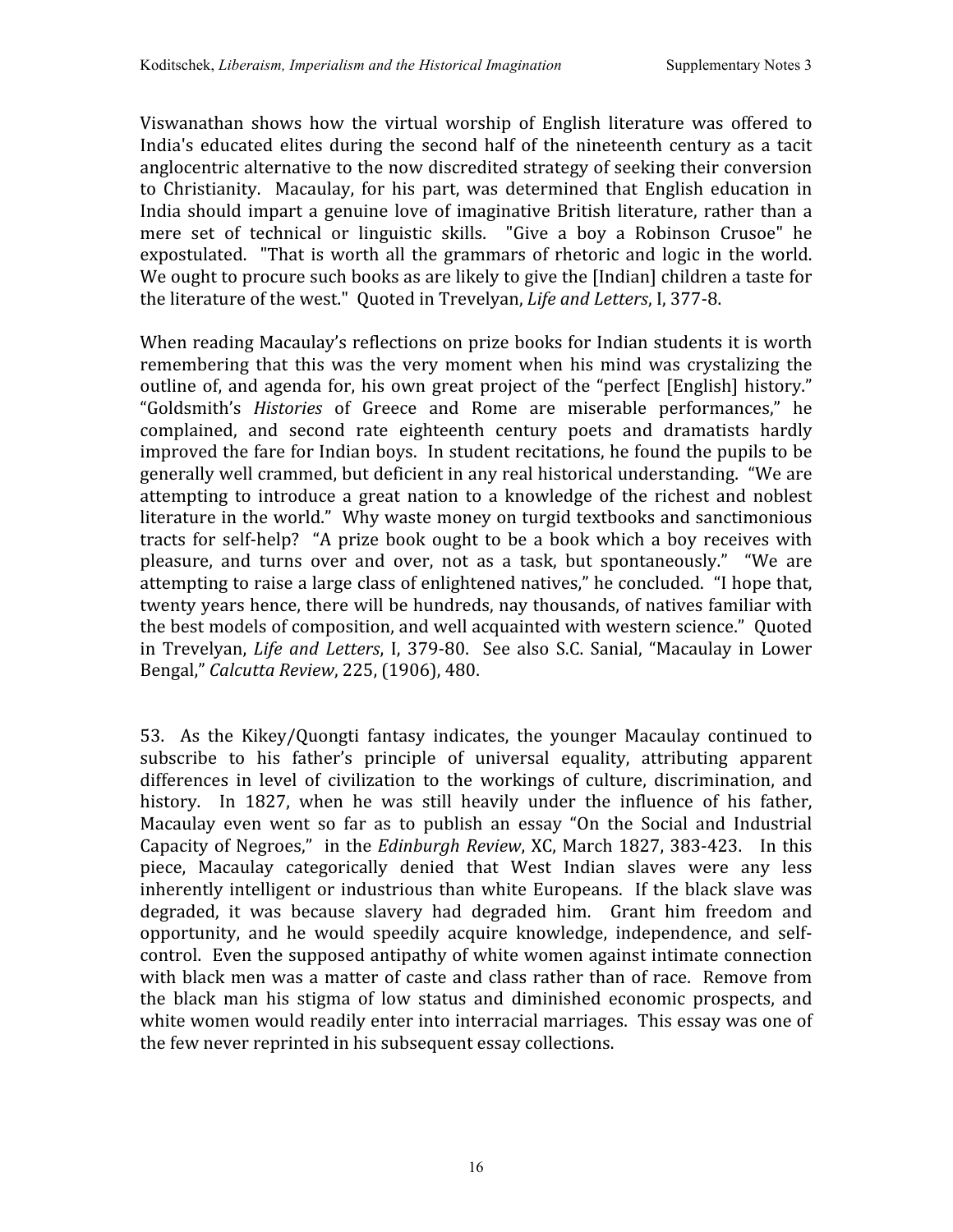Viswanathan shows how the virtual worship of English literature was offered to India's educated elites during the second half of the nineteenth century as a tacit anglocentric alternative to the now discredited strategy of seeking their conversion to Christianity. Macaulay, for his part, was determined that English education in India should impart a genuine love of imaginative British literature, rather than a mere set of technical or linguistic skills. "Give a boy a Robinson Crusoe" he expostulated. "That is worth all the grammars of rhetoric and logic in the world. We ought to procure such books as are likely to give the [Indian] children a taste for the literature of the west." Quoted in Trevelyan, *Life and Letters*, I, 377-8.

When reading Macaulay's reflections on prize books for Indian students it is worth remembering that this was the very moment when his mind was crystalizing the outline of, and agenda for, his own great project of the "perfect [English] history." "Goldsmith's *Histories* of Greece and Rome are miserable performances," he complained, and second rate eighteenth century poets and dramatists hardly improved the fare for Indian boys. In student recitations, he found the pupils to be generally well crammed, but deficient in any real historical understanding. "We are attempting to introduce a great nation to a knowledge of the richest and noblest literature in the world." Why waste money on turgid textbooks and sanctimonious tracts for self-help? "A prize book ought to be a book which a boy receives with pleasure, and turns over and over, not as a task, but spontaneously." "We are attempting to raise a large class of enlightened natives," he concluded. "I hope that, twenty years hence, there will be hundreds, nay thousands, of natives familiar with the best models of composition, and well acquainted with western science." Quoted in Trevelyan, *Life and Letters*, I, 379-80. See also S.C. Sanial, "Macaulay in Lower Bengal," *Calcutta Review*, 225, (1906), 480.

53. As the Kikey/Quongti fantasy indicates, the younger Macaulay continued to subscribe to his father's principle of universal equality, attributing apparent differences in level of civilization to the workings of culture, discrimination, and history. In 1827, when he was still heavily under the influence of his father, Macaulay even went so far as to publish an essay "On the Social and Industrial Capacity of Negroes," in the *Edinburgh Review*, XC, March 1827, 383-423. In this piece, Macaulay categorically denied that West Indian slaves were any less inherently intelligent or industrious than white Europeans. If the black slave was degraded, it was because slavery had degraded him. Grant him freedom and opportunity, and he would speedily acquire knowledge, independence, and self-control. Even the supposed antipathy of white women against intimate connection with black men was a matter of caste and class rather than of race. Remove from the black man his stigma of low status and diminished economic prospects, and white women would readily enter into interracial marriages. This essay was one of the few never reprinted in his subsequent essay collections.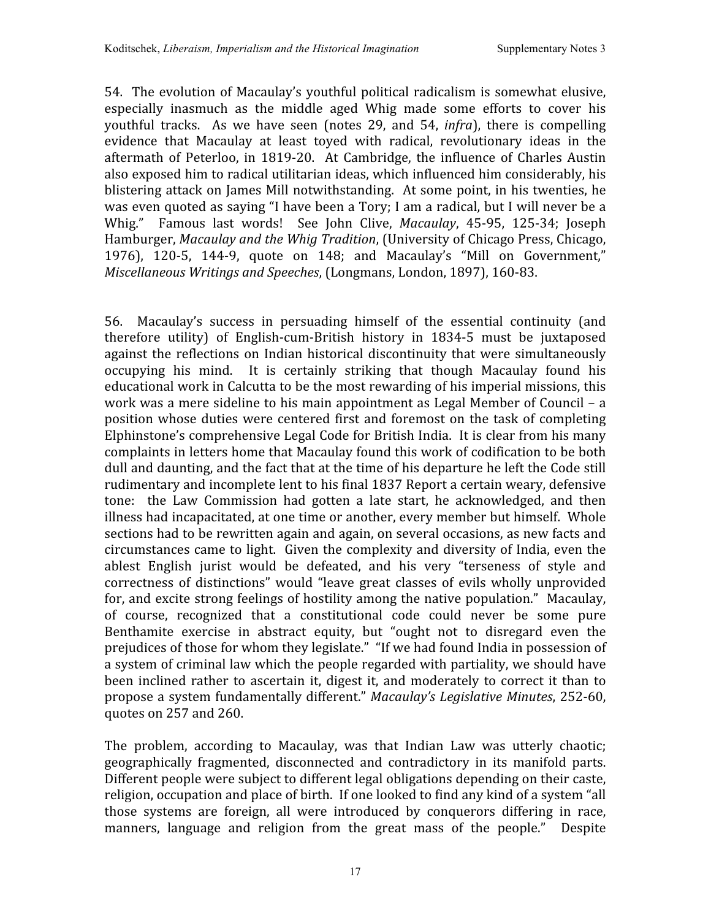54. The evolution of Macaulay's youthful political radicalism is somewhat elusive, especially inasmuch as the middle aged Whig made some efforts to cover his youthful tracks. As we have seen (notes 29, and 54, *infra*), there is compelling evidence that Macaulay at least toyed with radical, revolutionary ideas in the aftermath of Peterloo, in 1819-20. At Cambridge, the influence of Charles Austin also exposed him to radical utilitarian ideas, which influenced him considerably, his blistering attack on James Mill notwithstanding. At some point, in his twenties, he was even quoted as saying "I have been a Tory; I am a radical, but I will never be a Whig." Famous last words! See John Clive, *Macaulay*, 45-95, 125-34; Joseph Hamburger, *Macaulay and the Whig Tradition*, (University of Chicago Press, Chicago, 1976), 120-5, 144-9, quote on 148; and Macaulay's "Mill on Government," *Miscellaneous Writings and Speeches*, (Longmans, London, 1897), 160-83.

56. Macaulay's success in persuading himself of the essential continuity (and therefore utility) of English-cum-British history in 1834-5 must be juxtaposed against the reflections on Indian historical discontinuity that were simultaneously occupying his mind. It is certainly striking that though Macaulay found his educational work in Calcutta to be the most rewarding of his imperial missions, this work was a mere sideline to his main appointment as Legal Member of Council – a position whose duties were centered first and foremost on the task of completing Elphinstone's comprehensive Legal Code for British India. It is clear from his many complaints in letters home that Macaulay found this work of codification to be both dull and daunting, and the fact that at the time of his departure he left the Code still rudimentary and incomplete lent to his final 1837 Report a certain weary, defensive tone: the Law Commission had gotten a late start, he acknowledged, and then illness had incapacitated, at one time or another, every member but himself. Whole sections had to be rewritten again and again, on several occasions, as new facts and circumstances came to light. Given the complexity and diversity of India, even the ablest English jurist would be defeated, and his very "terseness of style and correctness of distinctions" would "leave great classes of evils wholly unprovided for, and excite strong feelings of hostility among the native population." Macaulay, of course, recognized that a constitutional code could never be some pure Benthamite exercise in abstract equity, but "ought not to disregard even the prejudices of those for whom they legislate." "If we had found India in possession of a system of criminal law which the people regarded with partiality, we should have been inclined rather to ascertain it, digest it, and moderately to correct it than to propose a system fundamentally different." *Macaulay's Legislative Minutes*, 252-60, quotes on 257 and 260.

The problem, according to Macaulay, was that Indian Law was utterly chaotic; geographically fragmented, disconnected and contradictory in its manifold parts. Different people were subject to different legal obligations depending on their caste, religion, occupation and place of birth. If one looked to find any kind of a system "all those systems are foreign, all were introduced by conquerors differing in race, manners, language and religion from the great mass of the people." Despite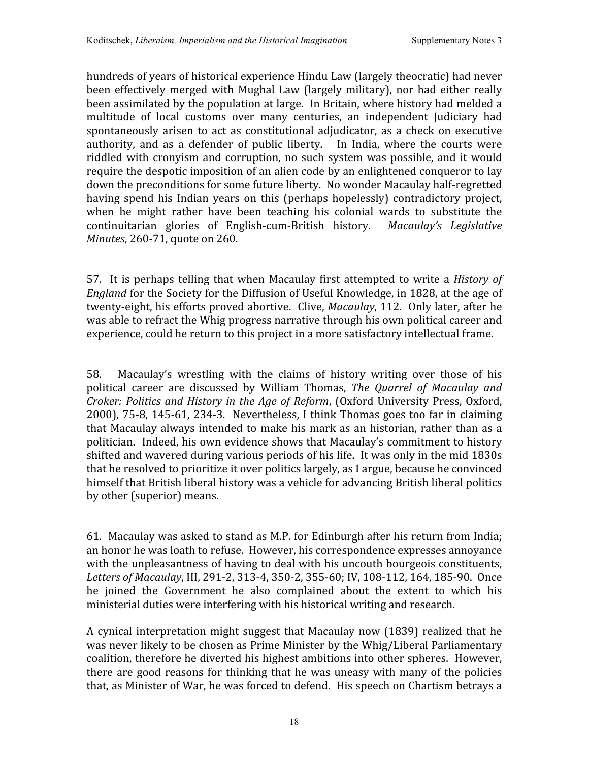hundreds of years of historical experience Hindu Law (largely theocratic) had never been effectively merged with Mughal Law (largely military), nor had either really been assimilated by the population at large. In Britain, where history had melded a multitude of local customs over many centuries, an independent Judiciary had spontaneously arisen to act as constitutional adjudicator, as a check on executive authority, and as a defender of public liberty. In India, where the courts were riddled with cronyism and corruption, no such system was possible, and it would require the despotic imposition of an alien code by an enlightened conqueror to lay down the preconditions for some future liberty. No wonder Macaulay half-regretted having spend his Indian years on this (perhaps hopelessly) contradictory project, when he might rather have been teaching his colonial wards to substitute the continuitarian glories of English-cum-British history. *Macaulay's Legislative Minutes*, 260-71, quote on 260.

57. It is perhaps telling that when Macaulay first attempted to write a *History of England* for the Society for the Diffusion of Useful Knowledge, in 1828, at the age of twenty-eight, his efforts proved abortive. Clive, *Macaulay*, 112. Only later, after he was able to refract the Whig progress narrative through his own political career and experience, could he return to this project in a more satisfactory intellectual frame.

58. Macaulay's wrestling with the claims of history writing over those of his political career are discussed by William Thomas, *The Quarrel of Macaulay and Croker: Politics and History in the Age of Reform*, (Oxford University Press, Oxford, 2000), 75-8, 145-61, 234-3. Nevertheless, I think Thomas goes too far in claiming that Macaulay always intended to make his mark as an historian, rather than as a politician. Indeed, his own evidence shows that Macaulay's commitment to history shifted and wavered during various periods of his life. It was only in the mid 1830s that he resolved to prioritize it over politics largely, as I argue, because he convinced himself that British liberal history was a vehicle for advancing British liberal politics by other (superior) means.

61. Macaulay was asked to stand as M.P. for Edinburgh after his return from India; an honor he was loath to refuse. However, his correspondence expresses annoyance with the unpleasantness of having to deal with his uncouth bourgeois constituents, *Letters of Macaulay*, III, 291-2, 313-4, 350-2, 355-60; IV, 108-112, 164, 185-90. Once he joined the Government he also complained about the extent to which his ministerial duties were interfering with his historical writing and research.

A cynical interpretation might suggest that Macaulay now (1839) realized that he was never likely to be chosen as Prime Minister by the Whig/Liberal Parliamentary coalition, therefore he diverted his highest ambitions into other spheres. However, there are good reasons for thinking that he was uneasy with many of the policies that, as Minister of War, he was forced to defend. His speech on Chartism betrays a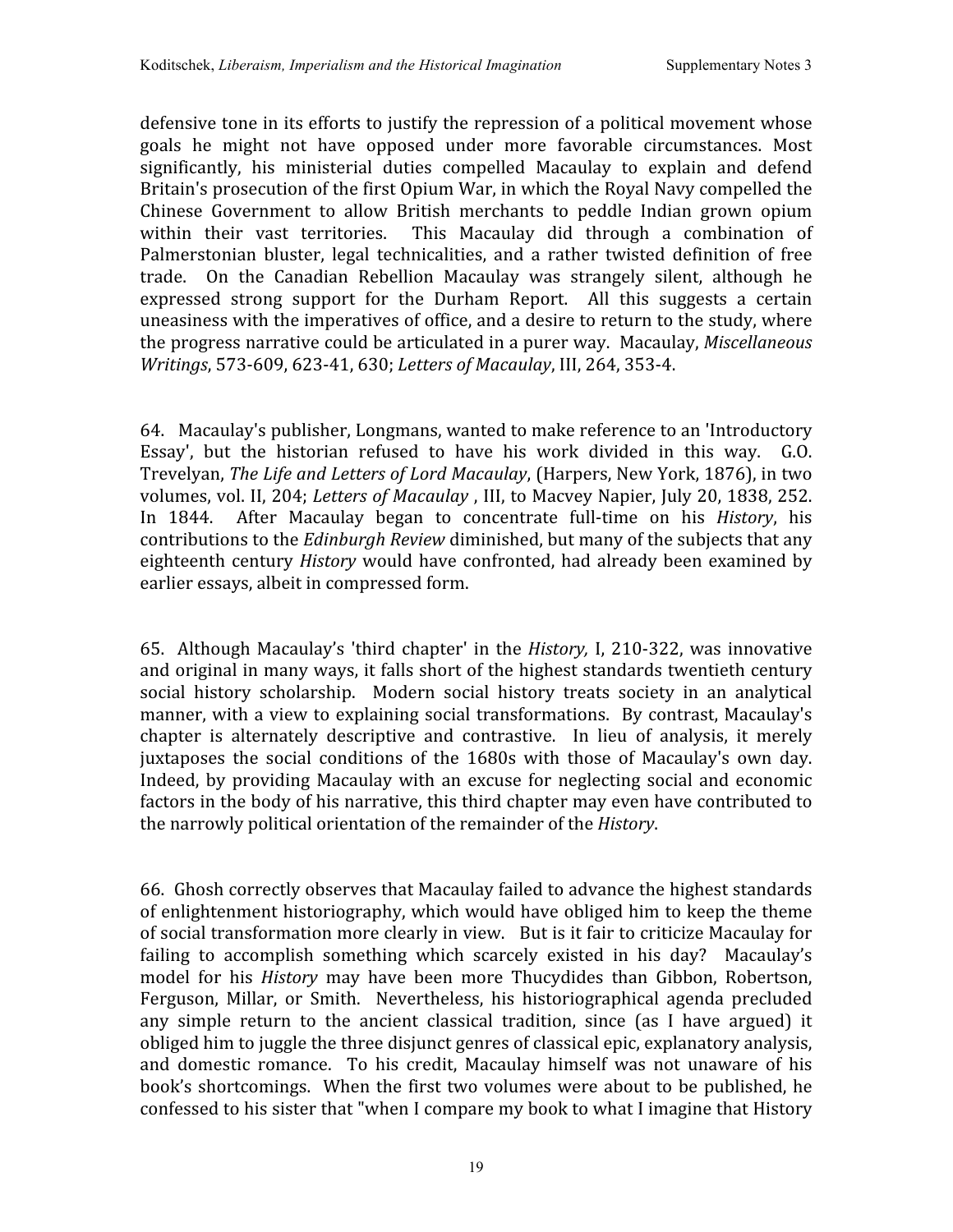defensive tone in its efforts to justify the repression of a political movement whose goals he might not have opposed under more favorable circumstances. Most significantly, his ministerial duties compelled Macaulay to explain and defend Britain's prosecution of the first Opium War, in which the Royal Navy compelled the Chinese Government to allow British merchants to peddle Indian grown opium within their vast territories. This Macaulay did through a combination of Palmerstonian bluster, legal technicalities, and a rather twisted definition of free trade. On the Canadian Rebellion Macaulay was strangely silent, although he expressed strong support for the Durham Report. All this suggests a certain uneasiness with the imperatives of office, and a desire to return to the study, where the progress narrative could be articulated in a purer way. Macaulay, *Miscellaneous Writings*, 573-609, 623-41, 630; *Letters of Macaulay*, III, 264, 353-4.

64. Macaulay's publisher, Longmans, wanted to make reference to an 'Introductory Essay', but the historian refused to have his work divided in this way. G.O. Trevelyan, *The Life and Letters of Lord Macaulay*, (Harpers, New York, 1876), in two volumes, vol. II, 204; *Letters of Macaulay* , III, to Macvey Napier, July 20, 1838, 252. In 1844. After Macaulay began to concentrate full-time on his *History*, his contributions to the *Edinburgh Review* diminished, but many of the subjects that any eighteenth century *History* would have confronted, had already been examined by earlier essays, albeit in compressed form.

65. Although Macaulay's 'third chapter' in the *History,* I, 210-322, was innovative and original in many ways, it falls short of the highest standards twentieth century social history scholarship. Modern social history treats society in an analytical manner, with a view to explaining social transformations. By contrast, Macaulay's chapter is alternately descriptive and contrastive. In lieu of analysis, it merely juxtaposes the social conditions of the 1680s with those of Macaulay's own day. Indeed, by providing Macaulay with an excuse for neglecting social and economic factors in the body of his narrative, this third chapter may even have contributed to the narrowly political orientation of the remainder of the *History*.

66. Ghosh correctly observes that Macaulay failed to advance the highest standards of enlightenment historiography, which would have obliged him to keep the theme of social transformation more clearly in view. But is it fair to criticize Macaulay for failing to accomplish something which scarcely existed in his day? Macaulay's model for his *History* may have been more Thucydides than Gibbon, Robertson, Ferguson, Millar, or Smith. Nevertheless, his historiographical agenda precluded any simple return to the ancient classical tradition, since (as I have argued) it obliged him to juggle the three disjunct genres of classical epic, explanatory analysis, and domestic romance. To his credit, Macaulay himself was not unaware of his book's shortcomings. When the first two volumes were about to be published, he confessed to his sister that "when I compare my book to what I imagine that History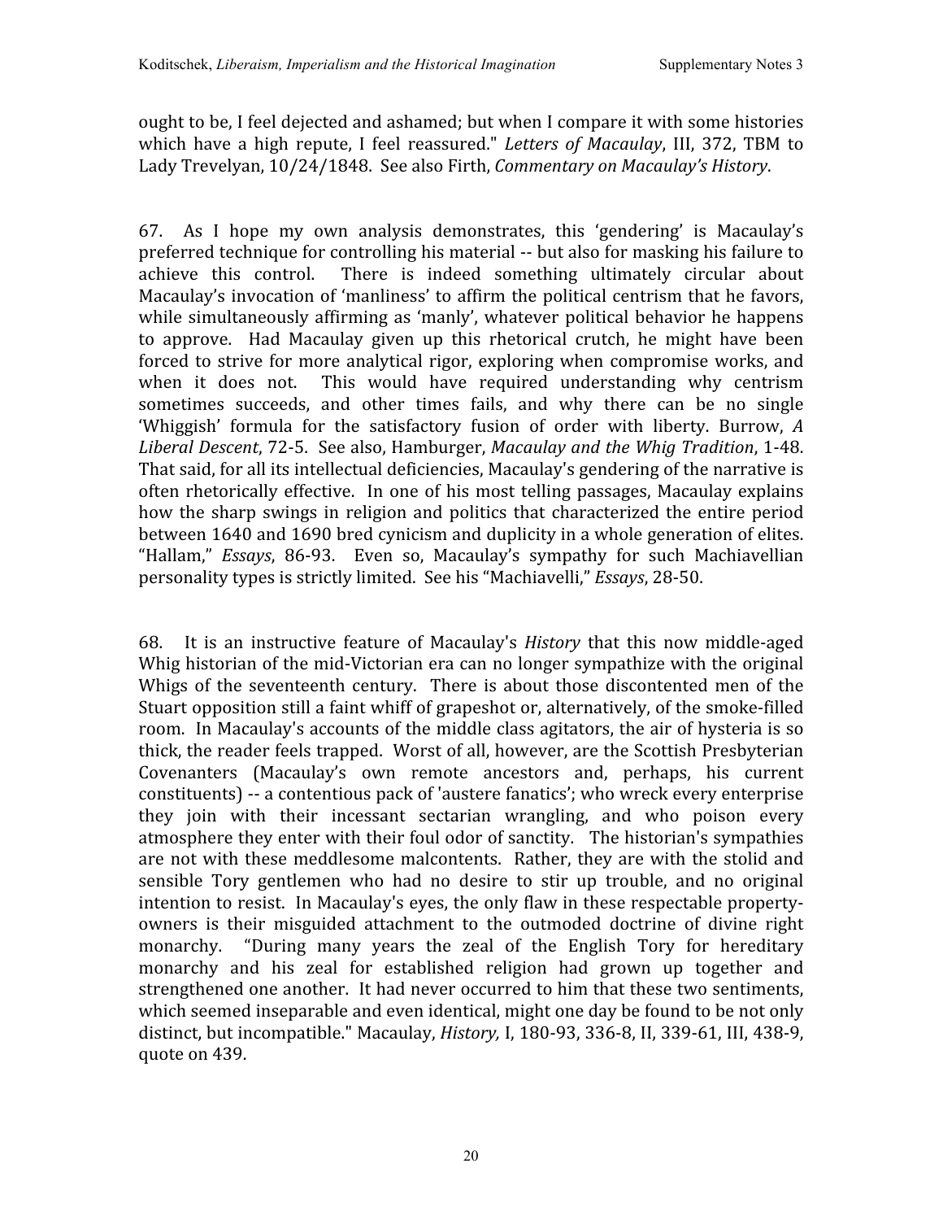ought to be, I feel dejected and ashamed; but when I compare it with some histories which have a high repute, I feel reassured." *Letters of Macaulay*, III, 372, TBM to Lady Trevelyan, 10/24/1848. See also Firth, *Commentary on Macaulay's History*.

67. As I hope my own analysis demonstrates, this 'gendering' is Macaulay's preferred technique for controlling his material -- but also for masking his failure to achieve this control. There is indeed something ultimately circular about Macaulay's invocation of 'manliness' to affirm the political centrism that he favors, while simultaneously affirming as 'manly', whatever political behavior he happens to approve. Had Macaulay given up this rhetorical crutch, he might have been forced to strive for more analytical rigor, exploring when compromise works, and when it does not. This would have required understanding why centrism sometimes succeeds, and other times fails, and why there can be no single 'Whiggish' formula for the satisfactory fusion of order with liberty. Burrow, *A Liberal Descent*, 72-5. See also, Hamburger, *Macaulay and the Whig Tradition*, 1-48. That said, for all its intellectual deficiencies, Macaulay's gendering of the narrative is often rhetorically effective. In one of his most telling passages, Macaulay explains how the sharp swings in religion and politics that characterized the entire period between 1640 and 1690 bred cynicism and duplicity in a whole generation of elites. "Hallam," *Essays*, 86-93. Even so, Macaulay's sympathy for such Machiavellian personality types is strictly limited. See his "Machiavelli," *Essays*, 28-50.

68. It is an instructive feature of Macaulay's *History* that this now middle-aged Whig historian of the mid-Victorian era can no longer sympathize with the original Whigs of the seventeenth century. There is about those discontented men of the Stuart opposition still a faint whiff of grapeshot or, alternatively, of the smoke-filled room. In Macaulay's accounts of the middle class agitators, the air of hysteria is so thick, the reader feels trapped. Worst of all, however, are the Scottish Presbyterian Covenanters (Macaulay's own remote ancestors and, perhaps, his current constituents) -- a contentious pack of 'austere fanatics'; who wreck every enterprise they join with their incessant sectarian wrangling, and who poison every atmosphere they enter with their foul odor of sanctity. The historian's sympathies are not with these meddlesome malcontents. Rather, they are with the stolid and sensible Tory gentlemen who had no desire to stir up trouble, and no original intention to resist. In Macaulay's eyes, the only flaw in these respectable property-owners is their misguided attachment to the outmoded doctrine of divine right monarchy. "During many years the zeal of the English Tory for hereditary monarchy and his zeal for established religion had grown up together and strengthened one another. It had never occurred to him that these two sentiments, which seemed inseparable and even identical, might one day be found to be not only distinct, but incompatible." Macaulay, *History,* I, 180-93, 336-8, II, 339-61, III, 438-9, quote on 439.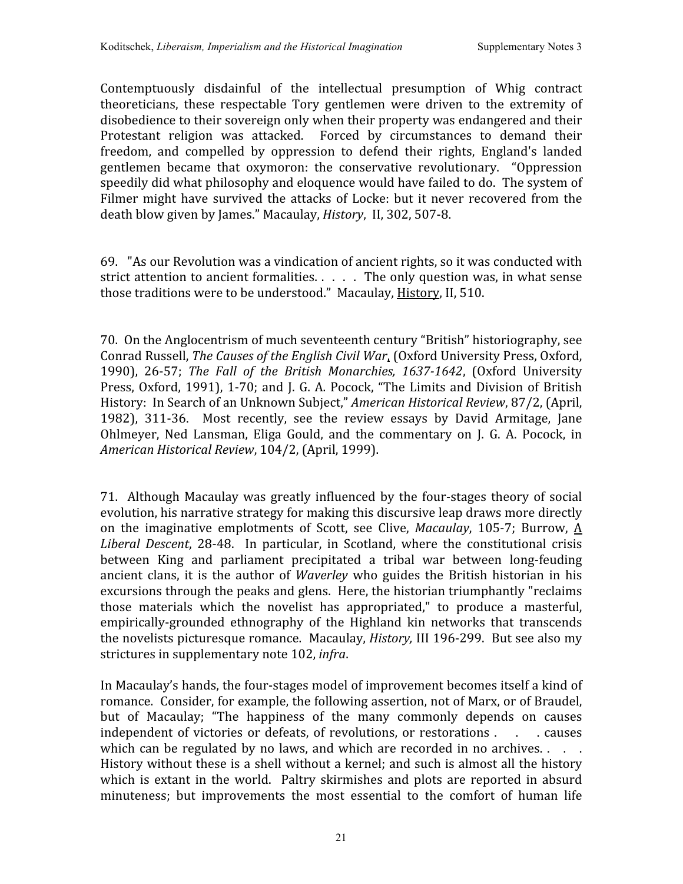Contemptuously disdainful of the intellectual presumption of Whig contract theoreticians, these respectable Tory gentlemen were driven to the extremity of disobedience to their sovereign only when their property was endangered and their Protestant religion was attacked. Forced by circumstances to demand their freedom, and compelled by oppression to defend their rights, England's landed gentlemen became that oxymoron: the conservative revolutionary. "Oppression speedily did what philosophy and eloquence would have failed to do. The system of Filmer might have survived the attacks of Locke: but it never recovered from the death blow given by James." Macaulay, *History*, II, 302, 507-8.

69. "As our Revolution was a vindication of ancient rights, so it was conducted with strict attention to ancient formalities. . . . . The only question was, in what sense those traditions were to be understood." Macaulay, History, II, 510.

70. On the Anglocentrism of much seventeenth century "British" historiography, see Conrad Russell, *The Causes of the English Civil War*, (Oxford University Press, Oxford, 1990), 26-57; *The Fall of the British Monarchies, 1637-1642*, (Oxford University Press, Oxford, 1991), 1-70; and J. G. A. Pocock, "The Limits and Division of British History: In Search of an Unknown Subject," *American Historical Review*, 87/2, (April, 1982), 311-36. Most recently, see the review essays by David Armitage, Jane Ohlmeyer, Ned Lansman, Eliga Gould, and the commentary on J. G. A. Pocock, in *American Historical Review*, 104/2, (April, 1999).

71. Although Macaulay was greatly influenced by the four-stages theory of social evolution, his narrative strategy for making this discursive leap draws more directly on the imaginative emplotments of Scott, see Clive, *Macaulay*, 105-7; Burrow, A Liberal Descent, 28-48. In particular, in Scotland, where the constitutional crisis between King and parliament precipitated a tribal war between long-feuding ancient clans, it is the author of *Waverley* who guides the British historian in his excursions through the peaks and glens. Here, the historian triumphantly "reclaims those materials which the novelist has appropriated," to produce a masterful, empirically-grounded ethnography of the Highland kin networks that transcends the novelists picturesque romance. Macaulay, *History,* III 196-299. But see also my strictures in supplementary note 102, *infra*.

In Macaulay's hands, the four-stages model of improvement becomes itself a kind of romance. Consider, for example, the following assertion, not of Marx, or of Braudel, but of Macaulay; "The happiness of the many commonly depends on causes independent of victories or defeats, of revolutions, or restorations . . . causes which can be regulated by no laws, and which are recorded in no archives. . . . History without these is a shell without a kernel; and such is almost all the history which is extant in the world. Paltry skirmishes and plots are reported in absurd minuteness; but improvements the most essential to the comfort of human life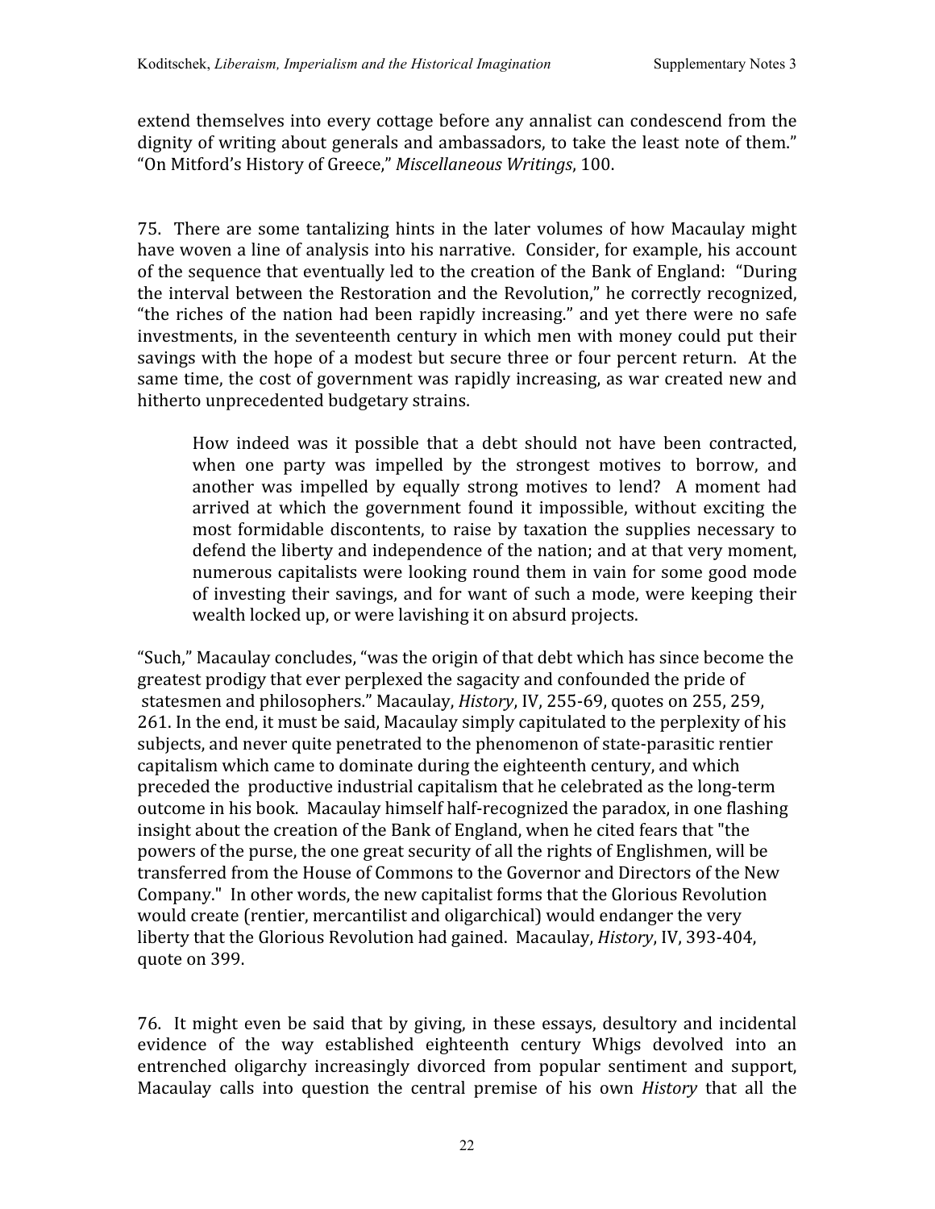extend themselves into every cottage before any annalist can condescend from the dignity of writing about generals and ambassadors, to take the least note of them." "On Mitford's History of Greece," *Miscellaneous Writings*, 100.

75. There are some tantalizing hints in the later volumes of how Macaulay might have woven a line of analysis into his narrative. Consider, for example, his account of the sequence that eventually led to the creation of the Bank of England: "During the interval between the Restoration and the Revolution," he correctly recognized, "the riches of the nation had been rapidly increasing." and yet there were no safe investments, in the seventeenth century in which men with money could put their savings with the hope of a modest but secure three or four percent return. At the same time, the cost of government was rapidly increasing, as war created new and hitherto unprecedented budgetary strains.

> How indeed was it possible that a debt should not have been contracted, when one party was impelled by the strongest motives to borrow, and another was impelled by equally strong motives to lend? A moment had arrived at which the government found it impossible, without exciting the most formidable discontents, to raise by taxation the supplies necessary to defend the liberty and independence of the nation; and at that very moment, numerous capitalists were looking round them in vain for some good mode of investing their savings, and for want of such a mode, were keeping their wealth locked up, or were lavishing it on absurd projects.

"Such," Macaulay concludes, "was the origin of that debt which has since become the greatest prodigy that ever perplexed the sagacity and confounded the pride of statesmen and philosophers." Macaulay, *History*, IV, 255-69, quotes on 255, 259, 261. In the end, it must be said, Macaulay simply capitulated to the perplexity of his subjects, and never quite penetrated to the phenomenon of state-parasitic rentier capitalism which came to dominate during the eighteenth century, and which preceded the productive industrial capitalism that he celebrated as the long-term outcome in his book. Macaulay himself half-recognized the paradox, in one flashing insight about the creation of the Bank of England, when he cited fears that "the powers of the purse, the one great security of all the rights of Englishmen, will be transferred from the House of Commons to the Governor and Directors of the New Company." In other words, the new capitalist forms that the Glorious Revolution would create (rentier, mercantilist and oligarchical) would endanger the very liberty that the Glorious Revolution had gained. Macaulay, *History*, IV, 393-404, quote on 399.

76. It might even be said that by giving, in these essays, desultory and incidental evidence of the way established eighteenth century Whigs devolved into an entrenched oligarchy increasingly divorced from popular sentiment and support, Macaulay calls into question the central premise of his own *History* that all the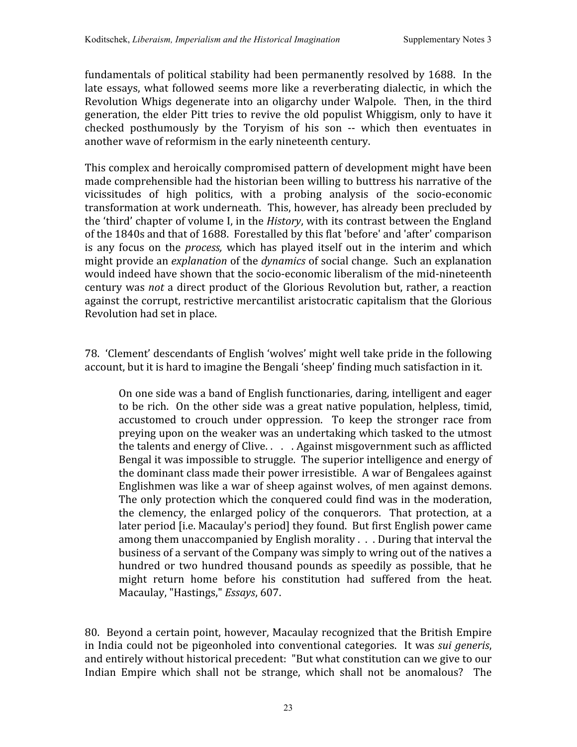fundamentals of political stability had been permanently resolved by 1688. In the late essays, what followed seems more like a reverberating dialectic, in which the Revolution Whigs degenerate into an oligarchy under Walpole. Then, in the third generation, the elder Pitt tries to revive the old populist Whiggism, only to have it checked posthumously by the Toryism of his son -- which then eventuates in another wave of reformism in the early nineteenth century.

This complex and heroically compromised pattern of development might have been made comprehensible had the historian been willing to buttress his narrative of the vicissitudes of high politics, with a probing analysis of the socio-economic transformation at work underneath. This, however, has already been precluded by the 'third' chapter of volume I, in the *History*, with its contrast between the England of the 1840s and that of 1688. Forestalled by this flat 'before' and 'after' comparison is any focus on the *process,* which has played itself out in the interim and which might provide an *explanation* of the *dynamics* of social change. Such an explanation would indeed have shown that the socio-economic liberalism of the mid-nineteenth century was *not* a direct product of the Glorious Revolution but, rather, a reaction against the corrupt, restrictive mercantilist aristocratic capitalism that the Glorious Revolution had set in place.

78. 'Clement' descendants of English 'wolves' might well take pride in the following account, but it is hard to imagine the Bengali 'sheep' finding much satisfaction in it.

> On one side was a band of English functionaries, daring, intelligent and eager to be rich. On the other side was a great native population, helpless, timid, accustomed to crouch under oppression. To keep the stronger race from preying upon on the weaker was an undertaking which tasked to the utmost the talents and energy of Clive. . . . Against misgovernment such as afflicted Bengal it was impossible to struggle. The superior intelligence and energy of the dominant class made their power irresistible. A war of Bengalees against Englishmen was like a war of sheep against wolves, of men against demons. The only protection which the conquered could find was in the moderation, the clemency, the enlarged policy of the conquerors. That protection, at a later period [i.e. Macaulay's period] they found. But first English power came among them unaccompanied by English morality . . . During that interval the business of a servant of the Company was simply to wring out of the natives a hundred or two hundred thousand pounds as speedily as possible, that he might return home before his constitution had suffered from the heat. Macaulay, "Hastings," *Essays*, 607.

80. Beyond a certain point, however, Macaulay recognized that the British Empire in India could not be pigeonholed into conventional categories. It was *sui generis*, and entirely without historical precedent: "But what constitution can we give to our Indian Empire which shall not be strange, which shall not be anomalous? The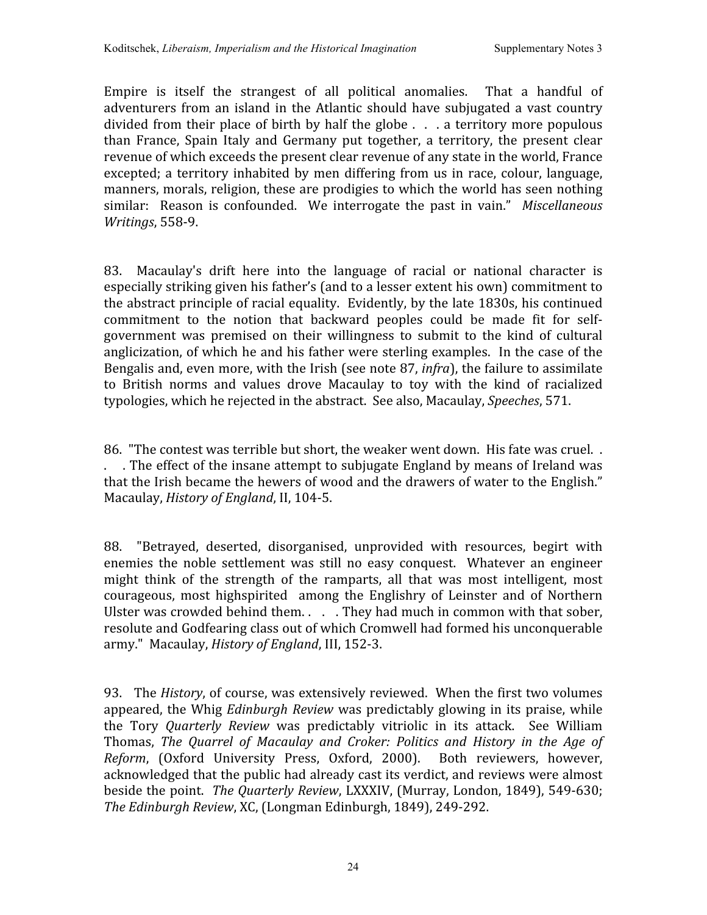Empire is itself the strangest of all political anomalies. That a handful of adventurers from an island in the Atlantic should have subjugated a vast country divided from their place of birth by half the globe . . . a territory more populous than France, Spain Italy and Germany put together, a territory, the present clear revenue of which exceeds the present clear revenue of any state in the world, France excepted; a territory inhabited by men differing from us in race, colour, language, manners, morals, religion, these are prodigies to which the world has seen nothing similar: Reason is confounded. We interrogate the past in vain." *Miscellaneous Writings*, 558-9.

83. Macaulay's drift here into the language of racial or national character is especially striking given his father's (and to a lesser extent his own) commitment to the abstract principle of racial equality. Evidently, by the late 1830s, his continued commitment to the notion that backward peoples could be made fit for self-government was premised on their willingness to submit to the kind of cultural anglicization, of which he and his father were sterling examples. In the case of the Bengalis and, even more, with the Irish (see note 87, *infra*), the failure to assimilate to British norms and values drove Macaulay to toy with the kind of racialized typologies, which he rejected in the abstract. See also, Macaulay, *Speeches*, 571.

86. "The contest was terrible but short, the weaker went down. His fate was cruel. . . . The effect of the insane attempt to subjugate England by means of Ireland was that the Irish became the hewers of wood and the drawers of water to the English." Macaulay, *History of England*, II, 104-5.

88. "Betrayed, deserted, disorganised, unprovided with resources, begirt with enemies the noble settlement was still no easy conquest. Whatever an engineer might think of the strength of the ramparts, all that was most intelligent, most courageous, most highspirited among the Englishry of Leinster and of Northern Ulster was crowded behind them. . . . They had much in common with that sober, resolute and Godfearing class out of which Cromwell had formed his unconquerable army." Macaulay, *History of England*, III, 152-3.

93. The *History*, of course, was extensively reviewed. When the first two volumes appeared, the Whig *Edinburgh Review* was predictably glowing in its praise, while the Tory *Quarterly Review* was predictably vitriolic in its attack. See William Thomas, *The Quarrel of Macaulay and Croker: Politics and History in the Age of Reform*, (Oxford University Press, Oxford, 2000). Both reviewers, however, acknowledged that the public had already cast its verdict, and reviews were almost beside the point. *The Quarterly Review*, LXXXIV, (Murray, London, 1849), 549-630; *The Edinburgh Review*, XC, (Longman Edinburgh, 1849), 249-292.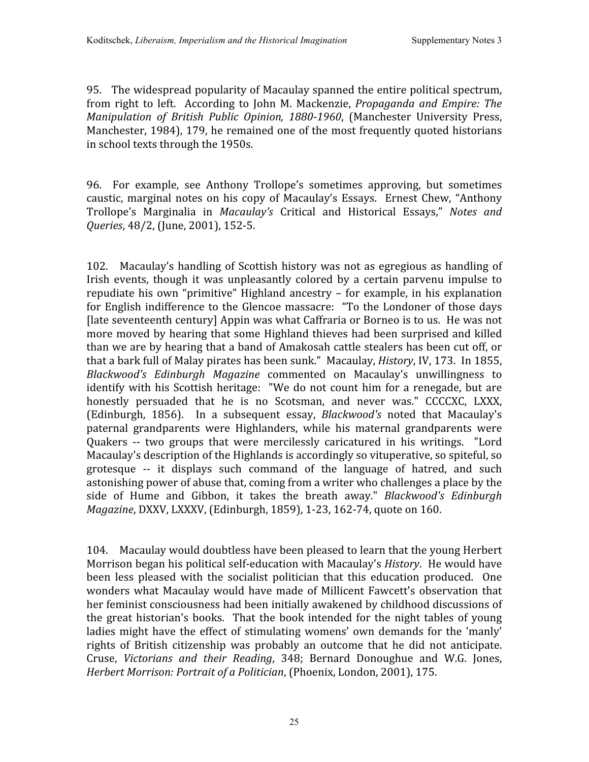95. The widespread popularity of Macaulay spanned the entire political spectrum, from right to left. According to John M. Mackenzie, *Propaganda and Empire: The Manipulation of British Public Opinion, 1880-1960*, (Manchester University Press, Manchester, 1984), 179, he remained one of the most frequently quoted historians in school texts through the 1950s.

96. For example, see Anthony Trollope's sometimes approving, but sometimes caustic, marginal notes on his copy of Macaulay's Essays. Ernest Chew, "Anthony Trollope's Marginalia in *Macaulay's* Critical and Historical Essays," *Notes and Queries*, 48/2, (June, 2001), 152-5.

102. Macaulay's handling of Scottish history was not as egregious as handling of Irish events, though it was unpleasantly colored by a certain parvenu impulse to repudiate his own "primitive" Highland ancestry – for example, in his explanation for English indifference to the Glencoe massacre: "To the Londoner of those days [late seventeenth century] Appin was what Caffraria or Borneo is to us. He was not more moved by hearing that some Highland thieves had been surprised and killed than we are by hearing that a band of Amakosah cattle stealers has been cut off, or that a bark full of Malay pirates has been sunk." Macaulay, *History*, IV, 173. In 1855, *Blackwood's Edinburgh Magazine* commented on Macaulay's unwillingness to identify with his Scottish heritage: "We do not count him for a renegade, but are honestly persuaded that he is no Scotsman, and never was." CCCCXC, LXXX, (Edinburgh, 1856). In a subsequent essay, *Blackwood's* noted that Macaulay's paternal grandparents were Highlanders, while his maternal grandparents were Quakers -- two groups that were mercilessly caricatured in his writings. "Lord Macaulay's description of the Highlands is accordingly so vituperative, so spiteful, so grotesque -- it displays such command of the language of hatred, and such astonishing power of abuse that, coming from a writer who challenges a place by the side of Hume and Gibbon, it takes the breath away." *Blackwood's Edinburgh Magazine*, DXXV, LXXXV, (Edinburgh, 1859), 1-23, 162-74, quote on 160.

104. Macaulay would doubtless have been pleased to learn that the young Herbert Morrison began his political self-education with Macaulay's *History*. He would have been less pleased with the socialist politician that this education produced. One wonders what Macaulay would have made of Millicent Fawcett's observation that her feminist consciousness had been initially awakened by childhood discussions of the great historian's books. That the book intended for the night tables of young ladies might have the effect of stimulating womens' own demands for the 'manly' rights of British citizenship was probably an outcome that he did not anticipate. Cruse, *Victorians and their Reading*, 348; Bernard Donoughue and W.G. Jones, *Herbert Morrison: Portrait of a Politician*, (Phoenix, London, 2001), 175.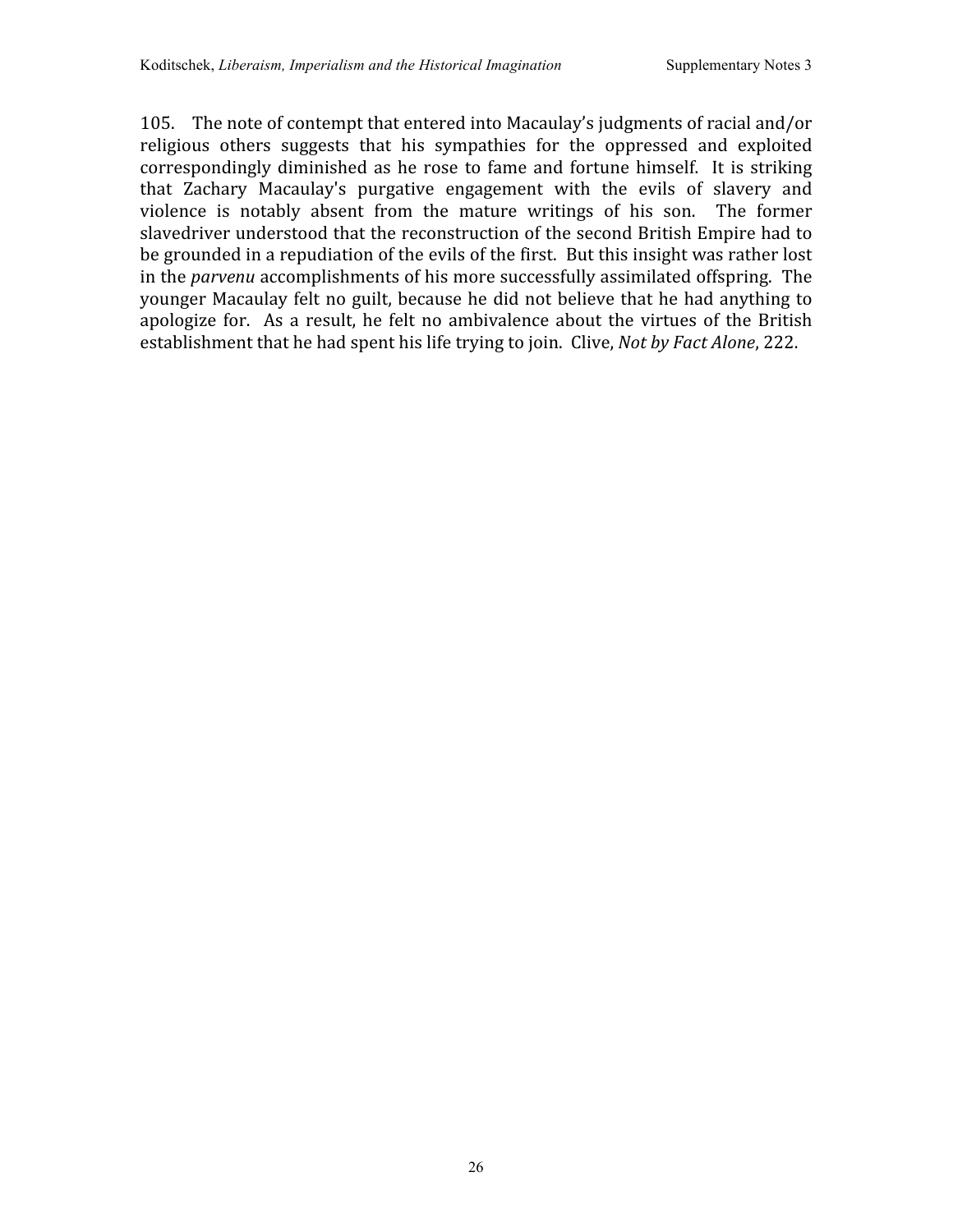105. The note of contempt that entered into Macaulay's judgments of racial and/or religious others suggests that his sympathies for the oppressed and exploited correspondingly diminished as he rose to fame and fortune himself. It is striking that Zachary Macaulay's purgative engagement with the evils of slavery and violence is notably absent from the mature writings of his son. The former slavedriver understood that the reconstruction of the second British Empire had to be grounded in a repudiation of the evils of the first. But this insight was rather lost in the *parvenu* accomplishments of his more successfully assimilated offspring. The younger Macaulay felt no guilt, because he did not believe that he had anything to apologize for. As a result, he felt no ambivalence about the virtues of the British establishment that he had spent his life trying to join. Clive, *Not by Fact Alone*, 222.